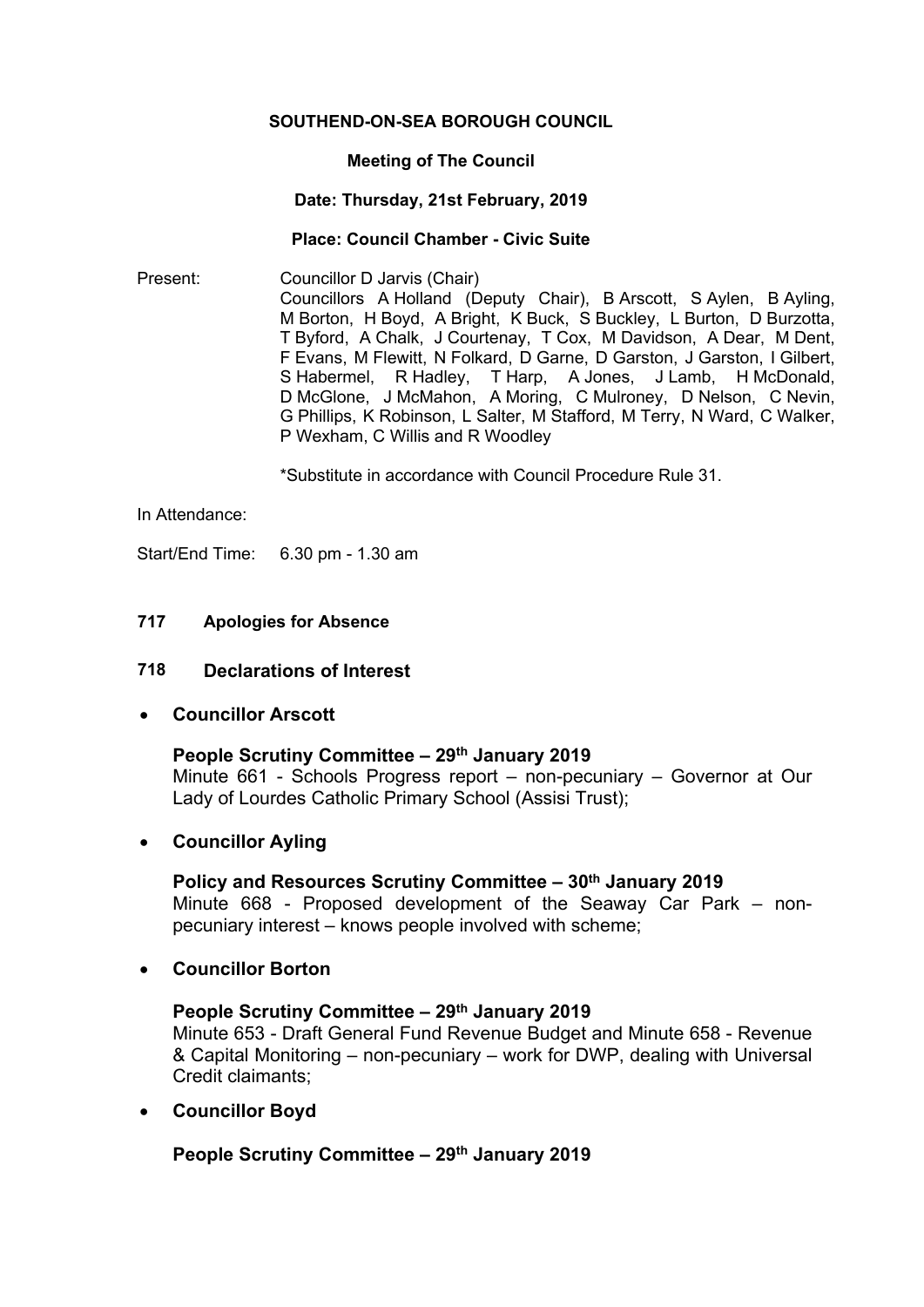**SOUTHEND-ON-SEA BOROUGH COUNCIL**

**Meeting of The Council**

**Date: Thursday, 21st February, 2019**

**Place: Council Chamber - Civic Suite**

Present: Councillor D Jarvis (Chair)
Councillors A Holland (Deputy Chair), B Arscott, S Aylen, B Ayling, M Borton, H Boyd, A Bright, K Buck, S Buckley, L Burton, D Burzotta, T Byford, A Chalk, J Courtenay, T Cox, M Davidson, A Dear, M Dent, F Evans, M Flewitt, N Folkard, D Garne, D Garston, J Garston, I Gilbert, S Habermel, R Hadley, T Harp, A Jones, J Lamb, H McDonald, D McGlone, J McMahon, A Moring, C Mulroney, D Nelson, C Nevin, G Phillips, K Robinson, L Salter, M Stafford, M Terry, N Ward, C Walker, P Wexham, C Willis and R Woodley

*Substitute in accordance with Council Procedure Rule 31.

In Attendance:

Start/End Time: 6.30 pm - 1.30 am

**717 Apologies for Absence**

## 718 Declarations of Interest

- **Councillor Arscott**

  **People Scrutiny Committee – 29th January 2019**
  Minute 661 - Schools Progress report – non-pecuniary – Governor at Our Lady of Lourdes Catholic Primary School (Assisi Trust);

- **Councillor Ayling**

  **Policy and Resources Scrutiny Committee – 30th January 2019**
  Minute 668 - Proposed development of the Seaway Car Park – non-pecuniary interest – knows people involved with scheme;

- **Councillor Borton**

  **People Scrutiny Committee – 29th January 2019**
  Minute 653 - Draft General Fund Revenue Budget and Minute 658 - Revenue & Capital Monitoring – non-pecuniary – work for DWP, dealing with Universal Credit claimants;

- **Councillor Boyd**

  **People Scrutiny Committee – 29th January 2019**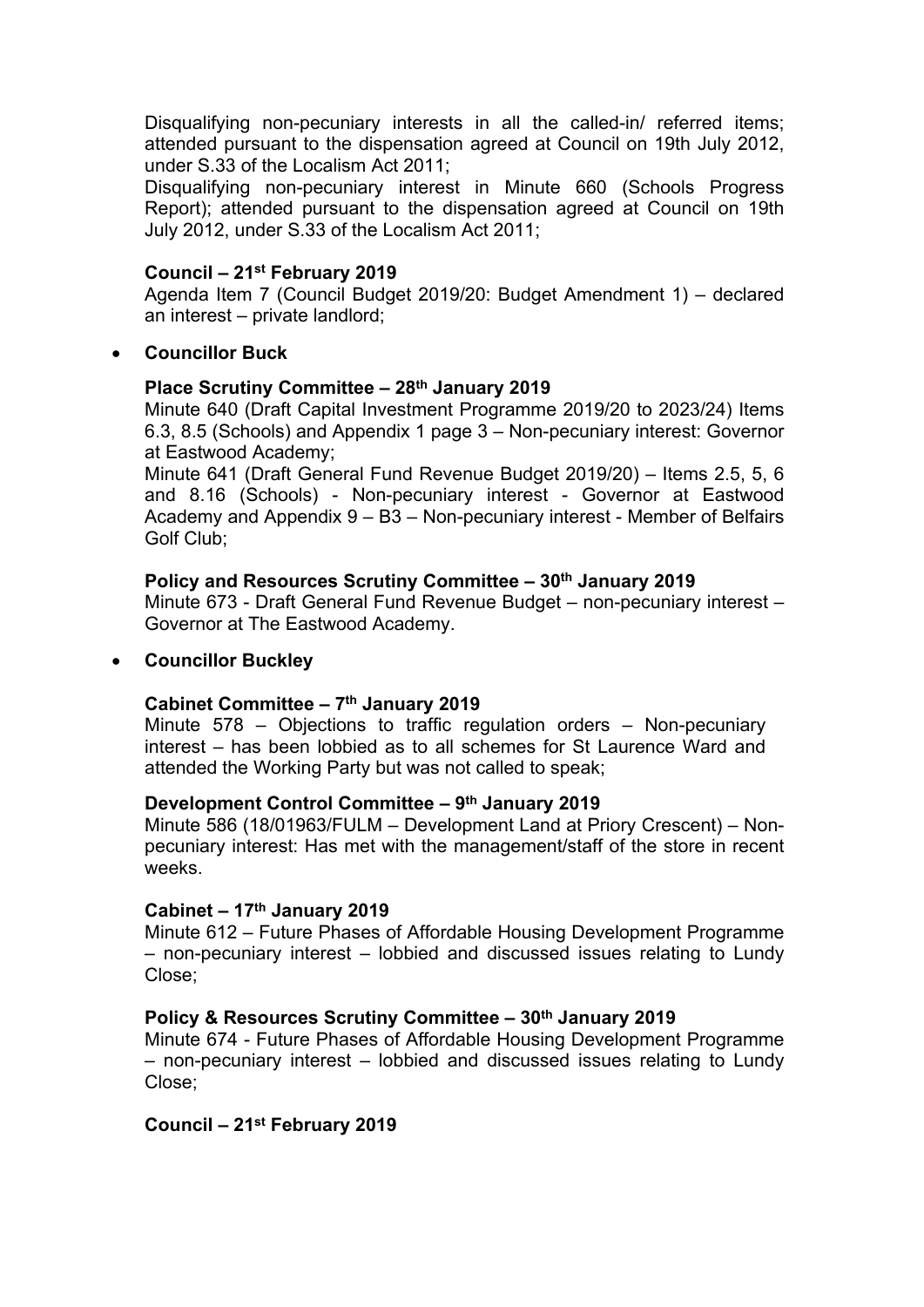Disqualifying non-pecuniary interests in all the called-in/ referred items; attended pursuant to the dispensation agreed at Council on 19th July 2012, under S.33 of the Localism Act 2011;

Disqualifying non-pecuniary interest in Minute 660 (Schools Progress Report); attended pursuant to the dispensation agreed at Council on 19th July 2012, under S.33 of the Localism Act 2011;

**Council – 21st February 2019**

Agenda Item 7 (Council Budget 2019/20: Budget Amendment 1) – declared an interest – private landlord;

- **Councillor Buck**

**Place Scrutiny Committee – 28th January 2019**

Minute 640 (Draft Capital Investment Programme 2019/20 to 2023/24) Items 6.3, 8.5 (Schools) and Appendix 1 page 3 – Non-pecuniary interest: Governor at Eastwood Academy;

Minute 641 (Draft General Fund Revenue Budget 2019/20) – Items 2.5, 5, 6 and 8.16 (Schools) - Non-pecuniary interest - Governor at Eastwood Academy and Appendix 9 – B3 – Non-pecuniary interest - Member of Belfairs Golf Club;

**Policy and Resources Scrutiny Committee – 30th January 2019**

Minute 673 - Draft General Fund Revenue Budget – non-pecuniary interest – Governor at The Eastwood Academy.

- **Councillor Buckley**

**Cabinet Committee – 7th January 2019**

Minute 578 – Objections to traffic regulation orders – Non-pecuniary interest – has been lobbied as to all schemes for St Laurence Ward and attended the Working Party but was not called to speak;

**Development Control Committee – 9th January 2019**

Minute 586 (18/01963/FULM – Development Land at Priory Crescent) – Non-pecuniary interest: Has met with the management/staff of the store in recent weeks.

**Cabinet – 17th January 2019**

Minute 612 – Future Phases of Affordable Housing Development Programme – non-pecuniary interest – lobbied and discussed issues relating to Lundy Close;

**Policy & Resources Scrutiny Committee – 30th January 2019**

Minute 674 - Future Phases of Affordable Housing Development Programme – non-pecuniary interest – lobbied and discussed issues relating to Lundy Close;

**Council – 21st February 2019**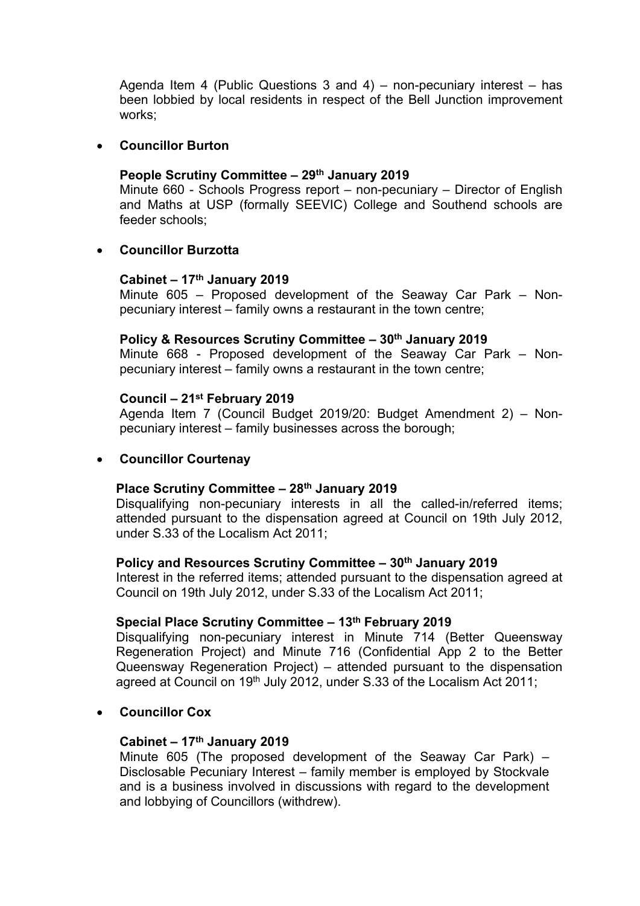Agenda Item 4 (Public Questions 3 and 4) – non-pecuniary interest – has been lobbied by local residents in respect of the Bell Junction improvement works;

- **Councillor Burton**

  **People Scrutiny Committee – 29th January 2019**
  Minute 660 - Schools Progress report – non-pecuniary – Director of English and Maths at USP (formally SEEVIC) College and Southend schools are feeder schools;

- **Councillor Burzotta**

  **Cabinet – 17th January 2019**
  Minute 605 – Proposed development of the Seaway Car Park – Non-pecuniary interest – family owns a restaurant in the town centre;

  **Policy & Resources Scrutiny Committee – 30th January 2019**
  Minute 668 - Proposed development of the Seaway Car Park – Non-pecuniary interest – family owns a restaurant in the town centre;

  **Council – 21st February 2019**
  Agenda Item 7 (Council Budget 2019/20: Budget Amendment 2) – Non-pecuniary interest – family businesses across the borough;

- **Councillor Courtenay**

  **Place Scrutiny Committee – 28th January 2019**
  Disqualifying non-pecuniary interests in all the called-in/referred items; attended pursuant to the dispensation agreed at Council on 19th July 2012, under S.33 of the Localism Act 2011;

  **Policy and Resources Scrutiny Committee – 30th January 2019**
  Interest in the referred items; attended pursuant to the dispensation agreed at Council on 19th July 2012, under S.33 of the Localism Act 2011;

  **Special Place Scrutiny Committee – 13th February 2019**
  Disqualifying non-pecuniary interest in Minute 714 (Better Queensway Regeneration Project) and Minute 716 (Confidential App 2 to the Better Queensway Regeneration Project) – attended pursuant to the dispensation agreed at Council on 19th July 2012, under S.33 of the Localism Act 2011;

- **Councillor Cox**

  **Cabinet – 17th January 2019**
  Minute 605 (The proposed development of the Seaway Car Park) – Disclosable Pecuniary Interest – family member is employed by Stockvale and is a business involved in discussions with regard to the development and lobbying of Councillors (withdrew).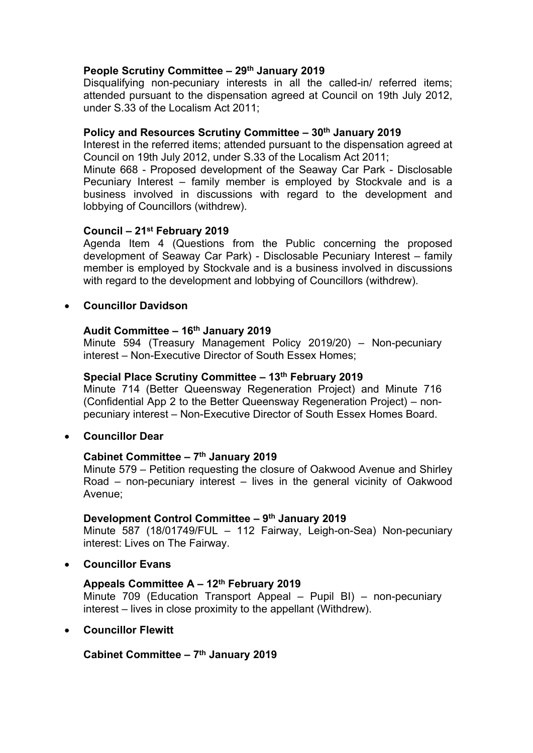**People Scrutiny Committee – 29th January 2019**

Disqualifying non-pecuniary interests in all the called-in/ referred items; attended pursuant to the dispensation agreed at Council on 19th July 2012, under S.33 of the Localism Act 2011;

**Policy and Resources Scrutiny Committee – 30th January 2019**

Interest in the referred items; attended pursuant to the dispensation agreed at Council on 19th July 2012, under S.33 of the Localism Act 2011;

Minute 668 - Proposed development of the Seaway Car Park - Disclosable Pecuniary Interest – family member is employed by Stockvale and is a business involved in discussions with regard to the development and lobbying of Councillors (withdrew).

**Council – 21st February 2019**

Agenda Item 4 (Questions from the Public concerning the proposed development of Seaway Car Park) - Disclosable Pecuniary Interest – family member is employed by Stockvale and is a business involved in discussions with regard to the development and lobbying of Councillors (withdrew).

- **Councillor Davidson**

**Audit Committee – 16th January 2019**

Minute 594 (Treasury Management Policy 2019/20) – Non-pecuniary interest – Non-Executive Director of South Essex Homes;

**Special Place Scrutiny Committee – 13th February 2019**

Minute 714 (Better Queensway Regeneration Project) and Minute 716 (Confidential App 2 to the Better Queensway Regeneration Project) – non-pecuniary interest – Non-Executive Director of South Essex Homes Board.

- **Councillor Dear**

**Cabinet Committee – 7th January 2019**

Minute 579 – Petition requesting the closure of Oakwood Avenue and Shirley Road – non-pecuniary interest – lives in the general vicinity of Oakwood Avenue;

**Development Control Committee – 9th January 2019**

Minute 587 (18/01749/FUL – 112 Fairway, Leigh-on-Sea) Non-pecuniary interest: Lives on The Fairway.

- **Councillor Evans**

**Appeals Committee A – 12th February 2019**

Minute 709 (Education Transport Appeal – Pupil BI) – non-pecuniary interest – lives in close proximity to the appellant (Withdrew).

- **Councillor Flewitt**

**Cabinet Committee – 7th January 2019**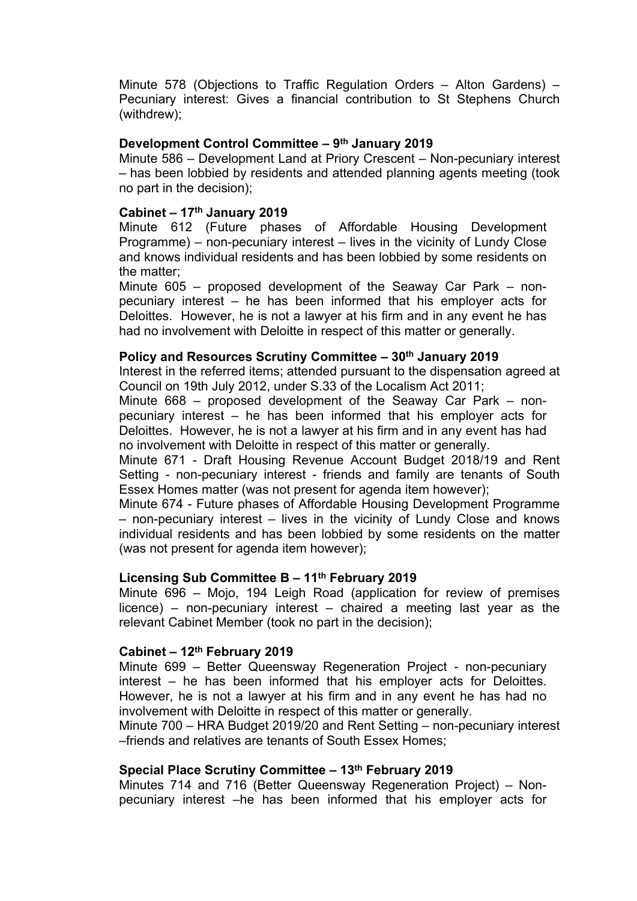Minute 578 (Objections to Traffic Regulation Orders – Alton Gardens) – Pecuniary interest: Gives a financial contribution to St Stephens Church (withdrew);

**Development Control Committee – 9th January 2019**

Minute 586 – Development Land at Priory Crescent – Non-pecuniary interest – has been lobbied by residents and attended planning agents meeting (took no part in the decision);

**Cabinet – 17th January 2019**

Minute 612 (Future phases of Affordable Housing Development Programme) – non-pecuniary interest – lives in the vicinity of Lundy Close and knows individual residents and has been lobbied by some residents on the matter;

Minute 605 – proposed development of the Seaway Car Park – non-pecuniary interest – he has been informed that his employer acts for Deloittes. However, he is not a lawyer at his firm and in any event he has had no involvement with Deloitte in respect of this matter or generally.

**Policy and Resources Scrutiny Committee – 30th January 2019**

Interest in the referred items; attended pursuant to the dispensation agreed at Council on 19th July 2012, under S.33 of the Localism Act 2011;

Minute 668 – proposed development of the Seaway Car Park – non-pecuniary interest – he has been informed that his employer acts for Deloittes. However, he is not a lawyer at his firm and in any event has had no involvement with Deloitte in respect of this matter or generally.

Minute 671 - Draft Housing Revenue Account Budget 2018/19 and Rent Setting - non-pecuniary interest - friends and family are tenants of South Essex Homes matter (was not present for agenda item however);

Minute 674 - Future phases of Affordable Housing Development Programme – non-pecuniary interest – lives in the vicinity of Lundy Close and knows individual residents and has been lobbied by some residents on the matter (was not present for agenda item however);

**Licensing Sub Committee B – 11th February 2019**

Minute 696 – Mojo, 194 Leigh Road (application for review of premises licence) – non-pecuniary interest – chaired a meeting last year as the relevant Cabinet Member (took no part in the decision);

**Cabinet – 12th February 2019**

Minute 699 – Better Queensway Regeneration Project - non-pecuniary interest – he has been informed that his employer acts for Deloittes. However, he is not a lawyer at his firm and in any event he has had no involvement with Deloitte in respect of this matter or generally.

Minute 700 – HRA Budget 2019/20 and Rent Setting – non-pecuniary interest –friends and relatives are tenants of South Essex Homes;

**Special Place Scrutiny Committee – 13th February 2019**

Minutes 714 and 716 (Better Queensway Regeneration Project) – Non-pecuniary interest –he has been informed that his employer acts for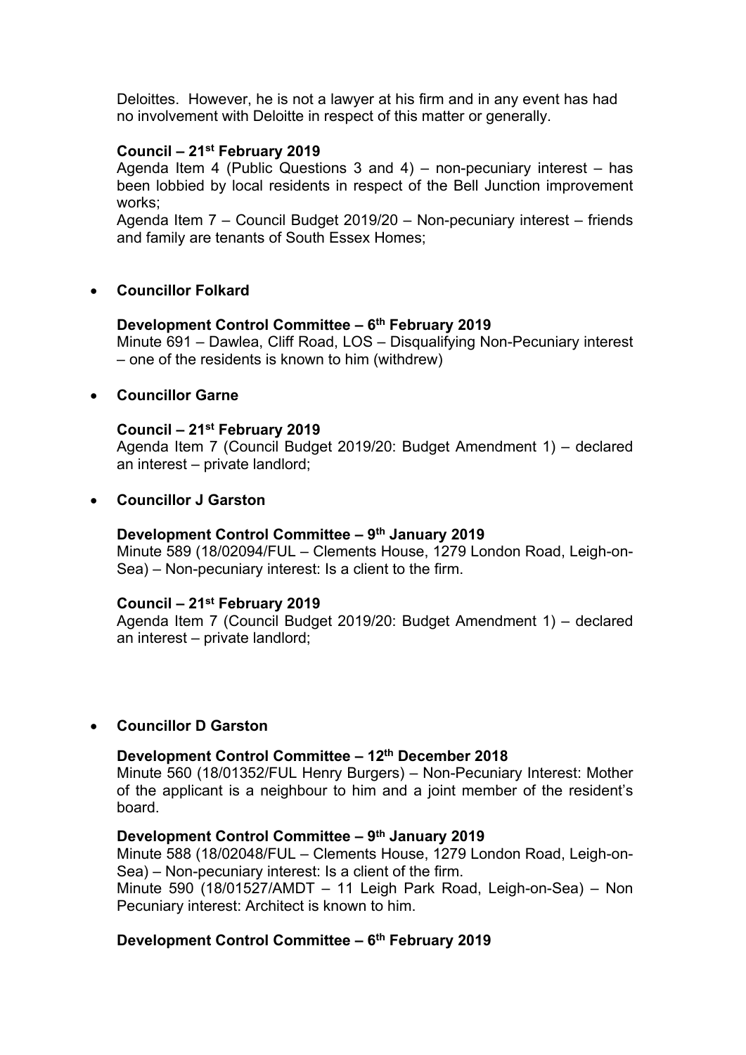Deloittes. However, he is not a lawyer at his firm and in any event has had no involvement with Deloitte in respect of this matter or generally.

**Council – 21st February 2019**

Agenda Item 4 (Public Questions 3 and 4) – non-pecuniary interest – has been lobbied by local residents in respect of the Bell Junction improvement works;

Agenda Item 7 – Council Budget 2019/20 – Non-pecuniary interest – friends and family are tenants of South Essex Homes;

- **Councillor Folkard**

**Development Control Committee – 6th February 2019**

Minute 691 – Dawlea, Cliff Road, LOS – Disqualifying Non-Pecuniary interest – one of the residents is known to him (withdrew)

- **Councillor Garne**

**Council – 21st February 2019**

Agenda Item 7 (Council Budget 2019/20: Budget Amendment 1) – declared an interest – private landlord;

- **Councillor J Garston**

**Development Control Committee – 9th January 2019**

Minute 589 (18/02094/FUL – Clements House, 1279 London Road, Leigh-on-Sea) – Non-pecuniary interest: Is a client to the firm.

**Council – 21st February 2019**

Agenda Item 7 (Council Budget 2019/20: Budget Amendment 1) – declared an interest – private landlord;

- **Councillor D Garston**

**Development Control Committee – 12th December 2018**

Minute 560 (18/01352/FUL Henry Burgers) – Non-Pecuniary Interest: Mother of the applicant is a neighbour to him and a joint member of the resident's board.

**Development Control Committee – 9th January 2019**

Minute 588 (18/02048/FUL – Clements House, 1279 London Road, Leigh-on-Sea) – Non-pecuniary interest: Is a client of the firm.

Minute 590 (18/01527/AMDT – 11 Leigh Park Road, Leigh-on-Sea) – Non Pecuniary interest: Architect is known to him.

**Development Control Committee – 6th February 2019**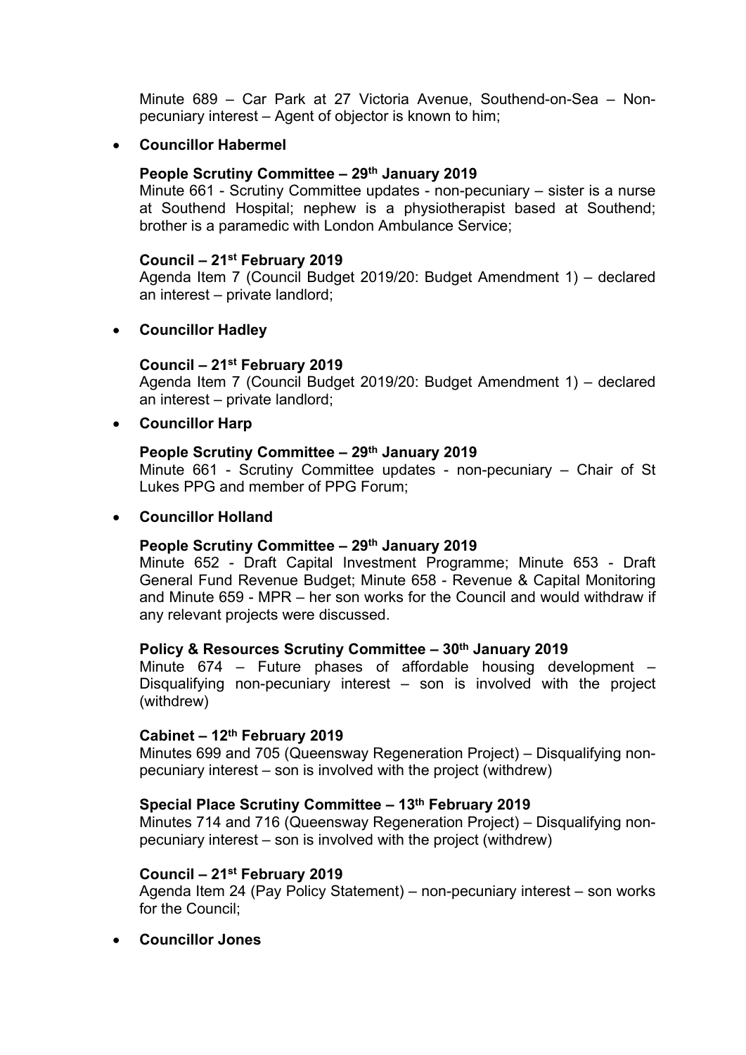Minute 689 – Car Park at 27 Victoria Avenue, Southend-on-Sea – Non-pecuniary interest – Agent of objector is known to him;

- **Councillor Habermel**

  **People Scrutiny Committee – 29th January 2019**
  Minute 661 - Scrutiny Committee updates - non-pecuniary – sister is a nurse at Southend Hospital; nephew is a physiotherapist based at Southend; brother is a paramedic with London Ambulance Service;

  **Council – 21st February 2019**
  Agenda Item 7 (Council Budget 2019/20: Budget Amendment 1) – declared an interest – private landlord;

- **Councillor Hadley**

  **Council – 21st February 2019**
  Agenda Item 7 (Council Budget 2019/20: Budget Amendment 1) – declared an interest – private landlord;

- **Councillor Harp**

  **People Scrutiny Committee – 29th January 2019**
  Minute 661 - Scrutiny Committee updates - non-pecuniary – Chair of St Lukes PPG and member of PPG Forum;

- **Councillor Holland**

  **People Scrutiny Committee – 29th January 2019**
  Minute 652 - Draft Capital Investment Programme; Minute 653 - Draft General Fund Revenue Budget; Minute 658 - Revenue & Capital Monitoring and Minute 659 - MPR – her son works for the Council and would withdraw if any relevant projects were discussed.

  **Policy & Resources Scrutiny Committee – 30th January 2019**
  Minute 674 – Future phases of affordable housing development – Disqualifying non-pecuniary interest – son is involved with the project (withdrew)

  **Cabinet – 12th February 2019**
  Minutes 699 and 705 (Queensway Regeneration Project) – Disqualifying non-pecuniary interest – son is involved with the project (withdrew)

  **Special Place Scrutiny Committee – 13th February 2019**
  Minutes 714 and 716 (Queensway Regeneration Project) – Disqualifying non-pecuniary interest – son is involved with the project (withdrew)

  **Council – 21st February 2019**
  Agenda Item 24 (Pay Policy Statement) – non-pecuniary interest – son works for the Council;

- **Councillor Jones**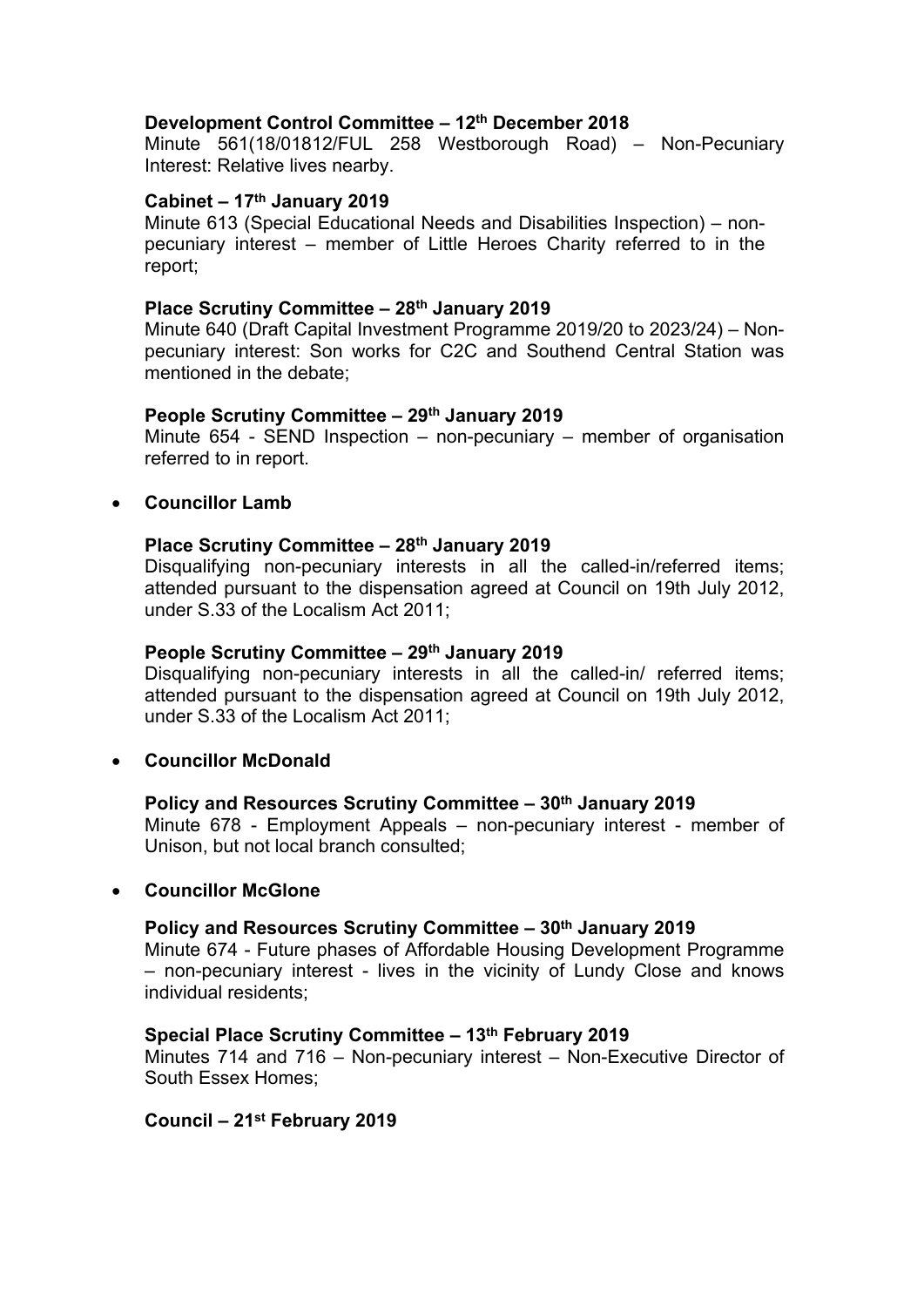**Development Control Committee – 12th December 2018**
Minute 561(18/01812/FUL 258 Westborough Road) – Non-Pecuniary Interest: Relative lives nearby.

**Cabinet – 17th January 2019**
Minute 613 (Special Educational Needs and Disabilities Inspection) – non-pecuniary interest – member of Little Heroes Charity referred to in the report;

**Place Scrutiny Committee – 28th January 2019**
Minute 640 (Draft Capital Investment Programme 2019/20 to 2023/24) – Non-pecuniary interest: Son works for C2C and Southend Central Station was mentioned in the debate;

**People Scrutiny Committee – 29th January 2019**
Minute 654 - SEND Inspection – non-pecuniary – member of organisation referred to in report.

- **Councillor Lamb**

**Place Scrutiny Committee – 28th January 2019**
Disqualifying non-pecuniary interests in all the called-in/referred items; attended pursuant to the dispensation agreed at Council on 19th July 2012, under S.33 of the Localism Act 2011;

**People Scrutiny Committee – 29th January 2019**
Disqualifying non-pecuniary interests in all the called-in/ referred items; attended pursuant to the dispensation agreed at Council on 19th July 2012, under S.33 of the Localism Act 2011;

- **Councillor McDonald**

**Policy and Resources Scrutiny Committee – 30th January 2019**
Minute 678 - Employment Appeals – non-pecuniary interest - member of Unison, but not local branch consulted;

- **Councillor McGlone**

**Policy and Resources Scrutiny Committee – 30th January 2019**
Minute 674 - Future phases of Affordable Housing Development Programme – non-pecuniary interest - lives in the vicinity of Lundy Close and knows individual residents;

**Special Place Scrutiny Committee – 13th February 2019**
Minutes 714 and 716 – Non-pecuniary interest – Non-Executive Director of South Essex Homes;

**Council – 21st February 2019**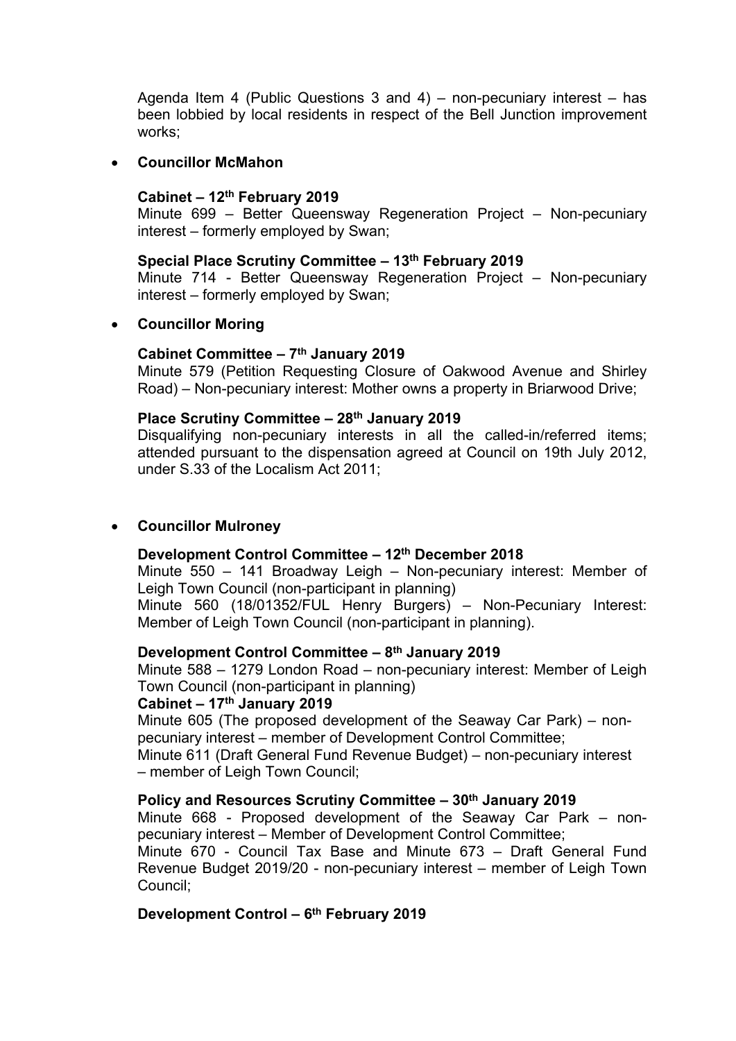Agenda Item 4 (Public Questions 3 and 4) – non-pecuniary interest – has been lobbied by local residents in respect of the Bell Junction improvement works;

- **Councillor McMahon**

  **Cabinet – 12th February 2019**
  Minute 699 – Better Queensway Regeneration Project – Non-pecuniary interest – formerly employed by Swan;

  **Special Place Scrutiny Committee – 13th February 2019**
  Minute 714 - Better Queensway Regeneration Project – Non-pecuniary interest – formerly employed by Swan;

- **Councillor Moring**

  **Cabinet Committee – 7th January 2019**
  Minute 579 (Petition Requesting Closure of Oakwood Avenue and Shirley Road) – Non-pecuniary interest: Mother owns a property in Briarwood Drive;

  **Place Scrutiny Committee – 28th January 2019**
  Disqualifying non-pecuniary interests in all the called-in/referred items; attended pursuant to the dispensation agreed at Council on 19th July 2012, under S.33 of the Localism Act 2011;

- **Councillor Mulroney**

  **Development Control Committee – 12th December 2018**
  Minute 550 – 141 Broadway Leigh – Non-pecuniary interest: Member of Leigh Town Council (non-participant in planning)
  Minute 560 (18/01352/FUL Henry Burgers) – Non-Pecuniary Interest: Member of Leigh Town Council (non-participant in planning).

  **Development Control Committee – 8th January 2019**
  Minute 588 – 1279 London Road – non-pecuniary interest: Member of Leigh Town Council (non-participant in planning)
  **Cabinet – 17th January 2019**
  Minute 605 (The proposed development of the Seaway Car Park) – non-pecuniary interest – member of Development Control Committee;
  Minute 611 (Draft General Fund Revenue Budget) – non-pecuniary interest – member of Leigh Town Council;

  **Policy and Resources Scrutiny Committee – 30th January 2019**
  Minute 668 - Proposed development of the Seaway Car Park – non-pecuniary interest – Member of Development Control Committee;
  Minute 670 - Council Tax Base and Minute 673 – Draft General Fund Revenue Budget 2019/20 - non-pecuniary interest – member of Leigh Town Council;

  **Development Control – 6th February 2019**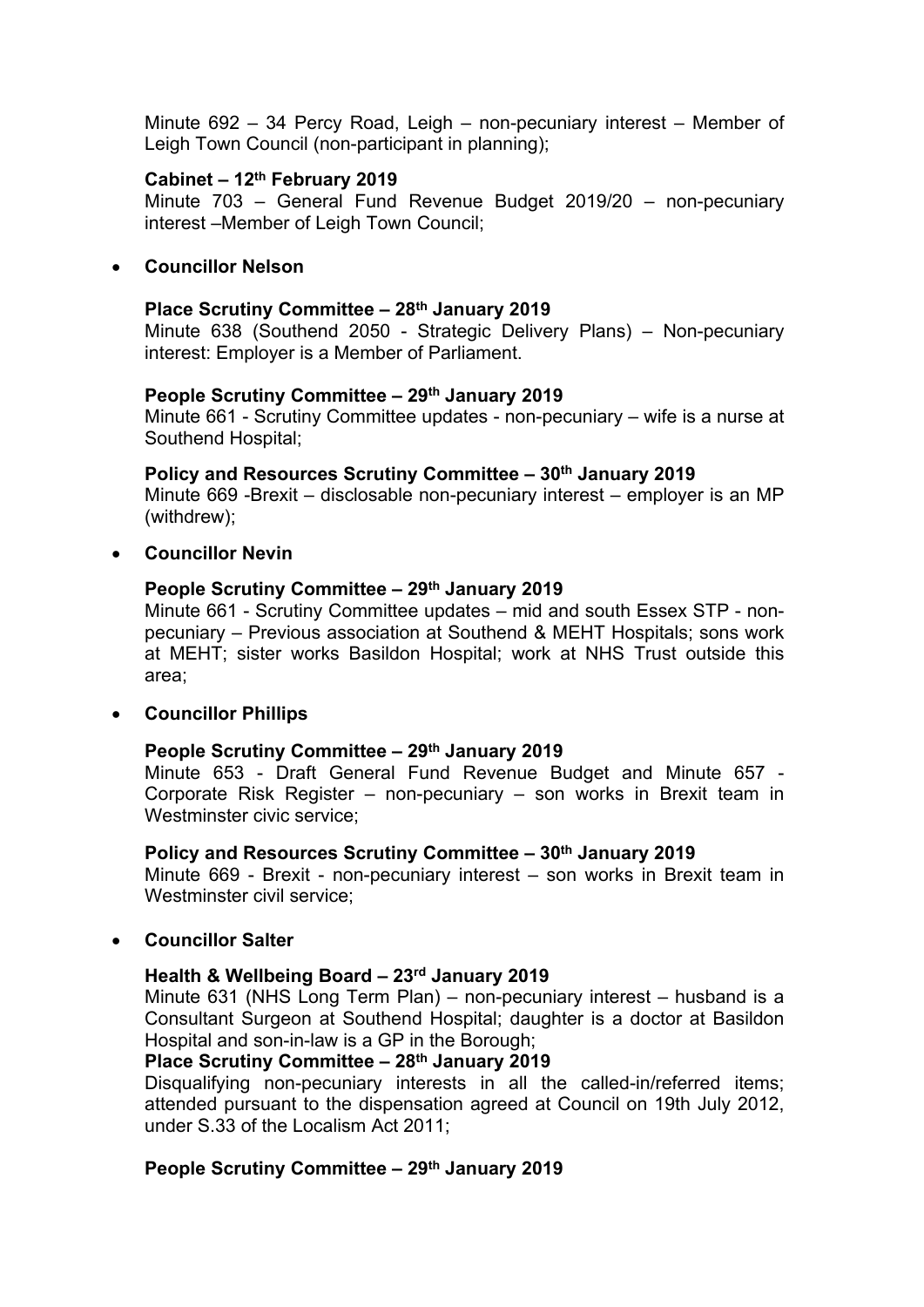Minute 692 – 34 Percy Road, Leigh – non-pecuniary interest – Member of Leigh Town Council (non-participant in planning);

**Cabinet – 12th February 2019**
Minute 703 – General Fund Revenue Budget 2019/20 – non-pecuniary interest –Member of Leigh Town Council;

- **Councillor Nelson**

**Place Scrutiny Committee – 28th January 2019**
Minute 638 (Southend 2050 - Strategic Delivery Plans) – Non-pecuniary interest: Employer is a Member of Parliament.

**People Scrutiny Committee – 29th January 2019**
Minute 661 - Scrutiny Committee updates - non-pecuniary – wife is a nurse at Southend Hospital;

**Policy and Resources Scrutiny Committee – 30th January 2019**
Minute 669 -Brexit – disclosable non-pecuniary interest – employer is an MP (withdrew);

- **Councillor Nevin**

**People Scrutiny Committee – 29th January 2019**
Minute 661 - Scrutiny Committee updates – mid and south Essex STP - non-pecuniary – Previous association at Southend & MEHT Hospitals; sons work at MEHT; sister works Basildon Hospital; work at NHS Trust outside this area;

- **Councillor Phillips**

**People Scrutiny Committee – 29th January 2019**
Minute 653 - Draft General Fund Revenue Budget and Minute 657 - Corporate Risk Register – non-pecuniary – son works in Brexit team in Westminster civic service;

**Policy and Resources Scrutiny Committee – 30th January 2019**
Minute 669 - Brexit - non-pecuniary interest – son works in Brexit team in Westminster civil service;

- **Councillor Salter**

**Health & Wellbeing Board – 23rd January 2019**
Minute 631 (NHS Long Term Plan) – non-pecuniary interest – husband is a Consultant Surgeon at Southend Hospital; daughter is a doctor at Basildon Hospital and son-in-law is a GP in the Borough;

**Place Scrutiny Committee – 28th January 2019**
Disqualifying non-pecuniary interests in all the called-in/referred items; attended pursuant to the dispensation agreed at Council on 19th July 2012, under S.33 of the Localism Act 2011;

**People Scrutiny Committee – 29th January 2019**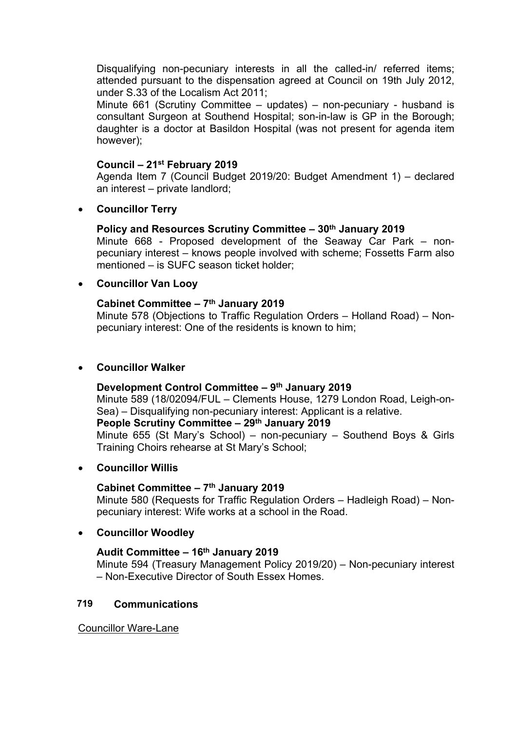Disqualifying non-pecuniary interests in all the called-in/ referred items; attended pursuant to the dispensation agreed at Council on 19th July 2012, under S.33 of the Localism Act 2011;

Minute 661 (Scrutiny Committee – updates) – non-pecuniary - husband is consultant Surgeon at Southend Hospital; son-in-law is GP in the Borough; daughter is a doctor at Basildon Hospital (was not present for agenda item however);

**Council – 21st February 2019**

Agenda Item 7 (Council Budget 2019/20: Budget Amendment 1) – declared an interest – private landlord;

- **Councillor Terry**

  **Policy and Resources Scrutiny Committee – 30th January 2019**

  Minute 668 - Proposed development of the Seaway Car Park – non-pecuniary interest – knows people involved with scheme; Fossetts Farm also mentioned – is SUFC season ticket holder;

- **Councillor Van Looy**

  **Cabinet Committee – 7th January 2019**

  Minute 578 (Objections to Traffic Regulation Orders – Holland Road) – Non-pecuniary interest: One of the residents is known to him;

- **Councillor Walker**

  **Development Control Committee – 9th January 2019**

  Minute 589 (18/02094/FUL – Clements House, 1279 London Road, Leigh-on-Sea) – Disqualifying non-pecuniary interest: Applicant is a relative.

  **People Scrutiny Committee – 29th January 2019**

  Minute 655 (St Mary's School) – non-pecuniary – Southend Boys & Girls Training Choirs rehearse at St Mary's School;

- **Councillor Willis**

  **Cabinet Committee – 7th January 2019**

  Minute 580 (Requests for Traffic Regulation Orders – Hadleigh Road) – Non-pecuniary interest: Wife works at a school in the Road.

- **Councillor Woodley**

  **Audit Committee – 16th January 2019**

  Minute 594 (Treasury Management Policy 2019/20) – Non-pecuniary interest – Non-Executive Director of South Essex Homes.

## 719 Communications

Councillor Ware-Lane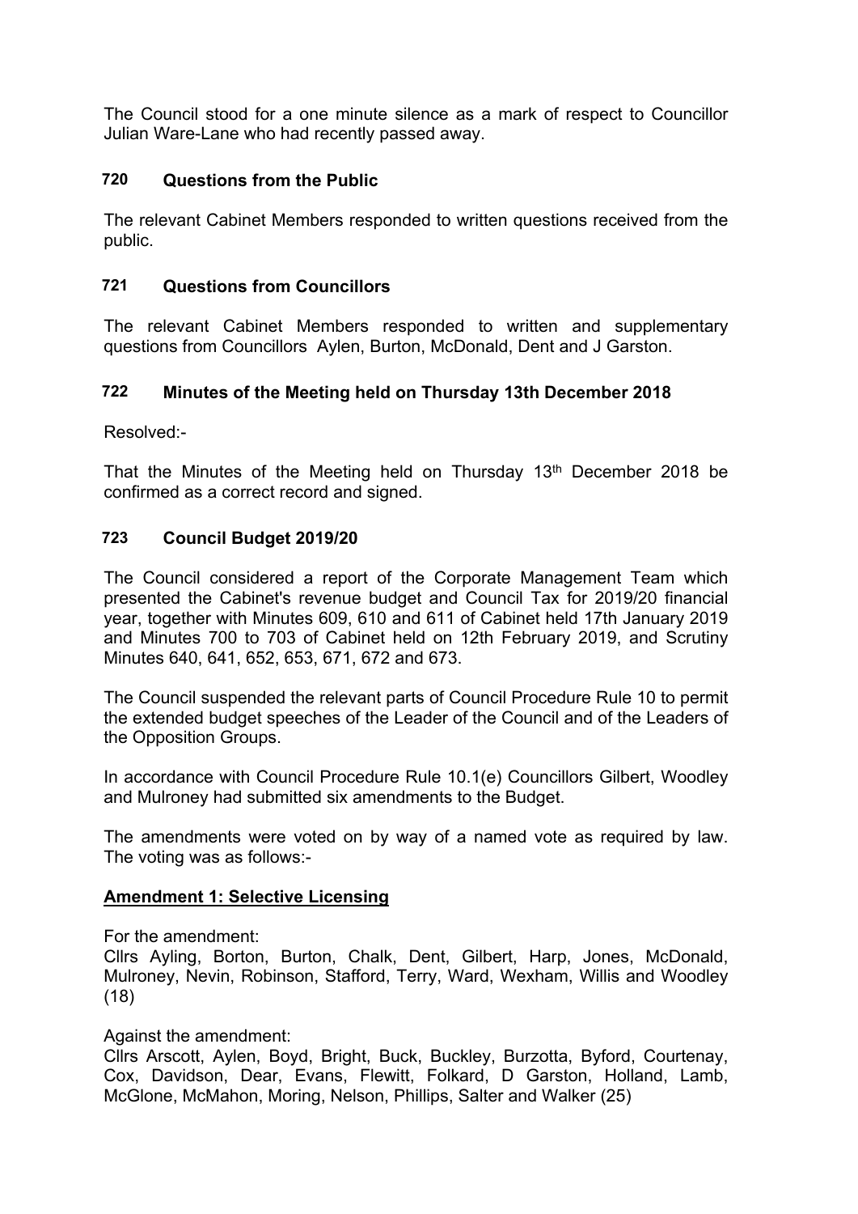The Council stood for a one minute silence as a mark of respect to Councillor Julian Ware-Lane who had recently passed away.

## 720 Questions from the Public

The relevant Cabinet Members responded to written questions received from the public.

## 721 Questions from Councillors

The relevant Cabinet Members responded to written and supplementary questions from Councillors Aylen, Burton, McDonald, Dent and J Garston.

## 722 Minutes of the Meeting held on Thursday 13th December 2018

Resolved:-

That the Minutes of the Meeting held on Thursday 13th December 2018 be confirmed as a correct record and signed.

## 723 Council Budget 2019/20

The Council considered a report of the Corporate Management Team which presented the Cabinet's revenue budget and Council Tax for 2019/20 financial year, together with Minutes 609, 610 and 611 of Cabinet held 17th January 2019 and Minutes 700 to 703 of Cabinet held on 12th February 2019, and Scrutiny Minutes 640, 641, 652, 653, 671, 672 and 673.

The Council suspended the relevant parts of Council Procedure Rule 10 to permit the extended budget speeches of the Leader of the Council and of the Leaders of the Opposition Groups.

In accordance with Council Procedure Rule 10.1(e) Councillors Gilbert, Woodley and Mulroney had submitted six amendments to the Budget.

The amendments were voted on by way of a named vote as required by law. The voting was as follows:-

**Amendment 1: Selective Licensing**

For the amendment:
Cllrs Ayling, Borton, Burton, Chalk, Dent, Gilbert, Harp, Jones, McDonald, Mulroney, Nevin, Robinson, Stafford, Terry, Ward, Wexham, Willis and Woodley (18)

Against the amendment:
Cllrs Arscott, Aylen, Boyd, Bright, Buck, Buckley, Burzotta, Byford, Courtenay, Cox, Davidson, Dear, Evans, Flewitt, Folkard, D Garston, Holland, Lamb, McGlone, McMahon, Moring, Nelson, Phillips, Salter and Walker (25)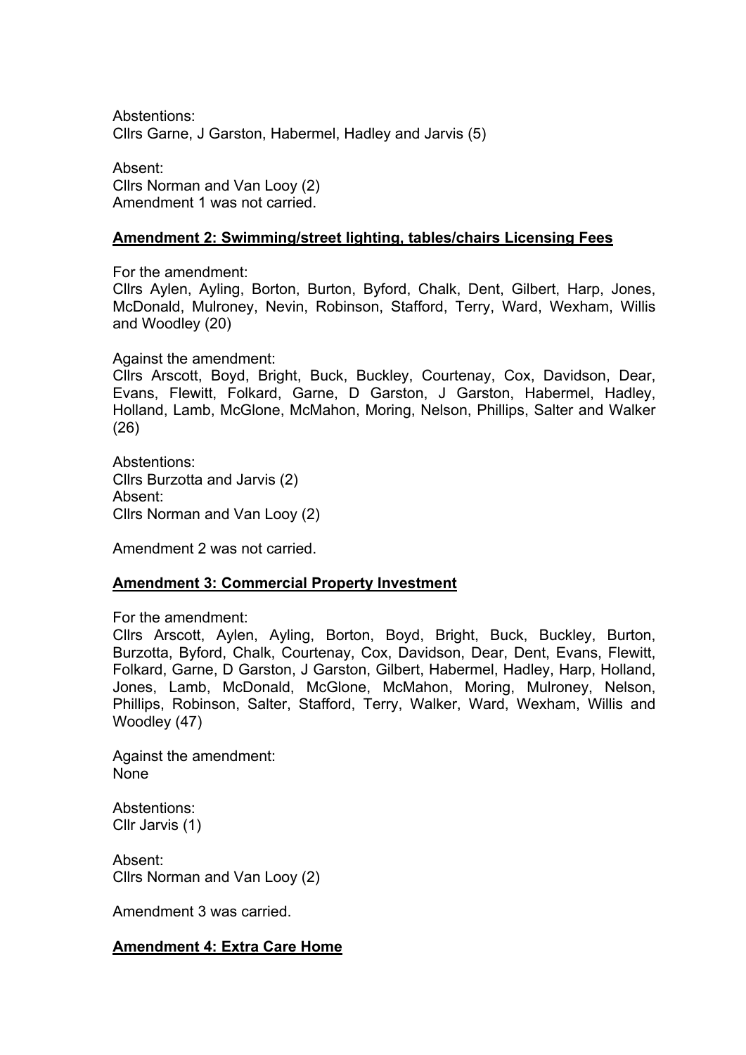Abstentions:
Cllrs Garne, J Garston, Habermel, Hadley and Jarvis (5)

Absent:
Cllrs Norman and Van Looy (2)
Amendment 1 was not carried.

**Amendment 2: Swimming/street lighting, tables/chairs Licensing Fees**

For the amendment:
Cllrs Aylen, Ayling, Borton, Burton, Byford, Chalk, Dent, Gilbert, Harp, Jones, McDonald, Mulroney, Nevin, Robinson, Stafford, Terry, Ward, Wexham, Willis and Woodley (20)

Against the amendment:
Cllrs Arscott, Boyd, Bright, Buck, Buckley, Courtenay, Cox, Davidson, Dear, Evans, Flewitt, Folkard, Garne, D Garston, J Garston, Habermel, Hadley, Holland, Lamb, McGlone, McMahon, Moring, Nelson, Phillips, Salter and Walker (26)

Abstentions:
Cllrs Burzotta and Jarvis (2)
Absent:
Cllrs Norman and Van Looy (2)

Amendment 2 was not carried.

**Amendment 3: Commercial Property Investment**

For the amendment:
Cllrs Arscott, Aylen, Ayling, Borton, Boyd, Bright, Buck, Buckley, Burton, Burzotta, Byford, Chalk, Courtenay, Cox, Davidson, Dear, Dent, Evans, Flewitt, Folkard, Garne, D Garston, J Garston, Gilbert, Habermel, Hadley, Harp, Holland, Jones, Lamb, McDonald, McGlone, McMahon, Moring, Mulroney, Nelson, Phillips, Robinson, Salter, Stafford, Terry, Walker, Ward, Wexham, Willis and Woodley (47)

Against the amendment:
None

Abstentions:
Cllr Jarvis (1)

Absent:
Cllrs Norman and Van Looy (2)

Amendment 3 was carried.

**Amendment 4: Extra Care Home**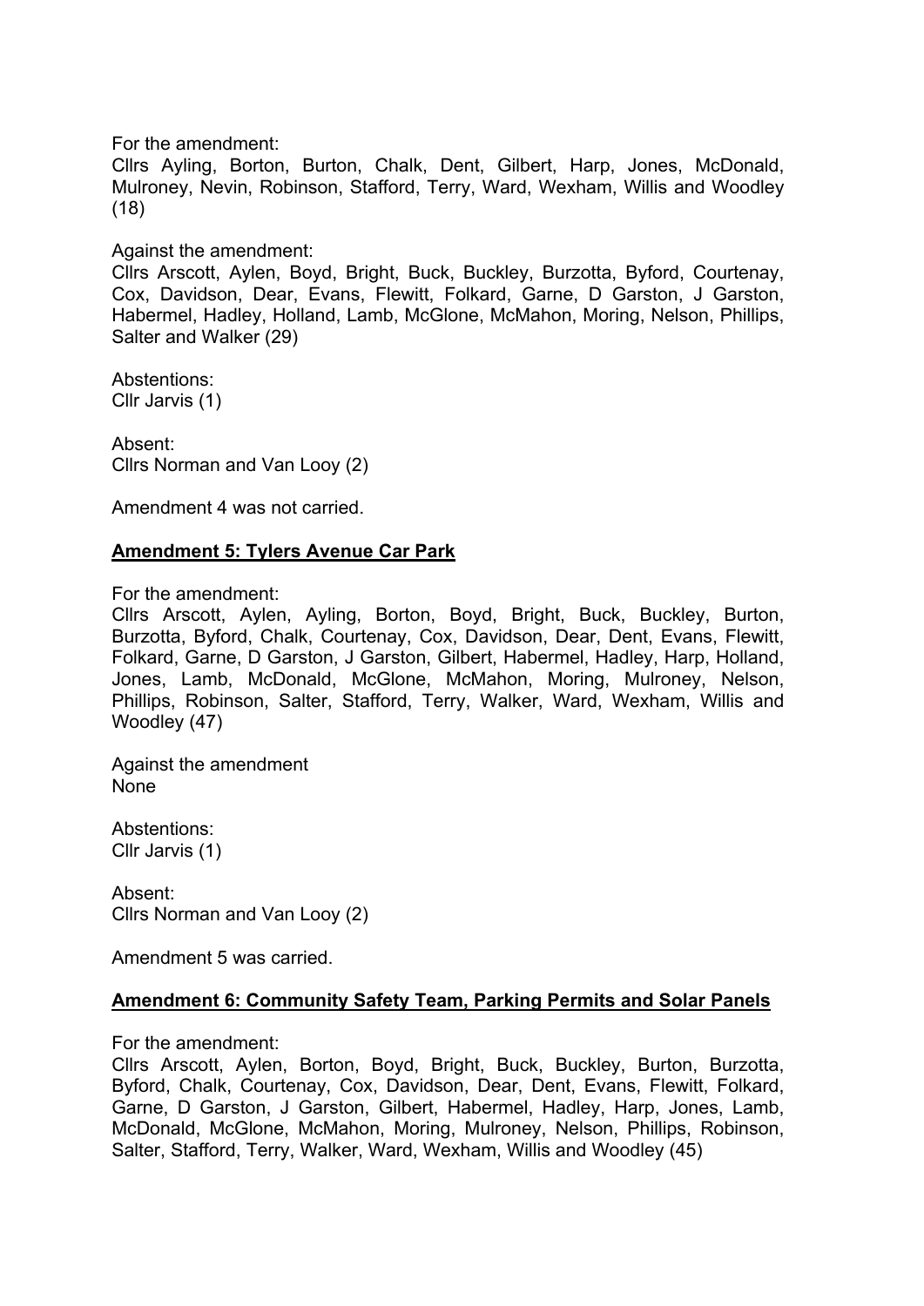For the amendment:
Cllrs Ayling, Borton, Burton, Chalk, Dent, Gilbert, Harp, Jones, McDonald, Mulroney, Nevin, Robinson, Stafford, Terry, Ward, Wexham, Willis and Woodley (18)

Against the amendment:
Cllrs Arscott, Aylen, Boyd, Bright, Buck, Buckley, Burzotta, Byford, Courtenay, Cox, Davidson, Dear, Evans, Flewitt, Folkard, Garne, D Garston, J Garston, Habermel, Hadley, Holland, Lamb, McGlone, McMahon, Moring, Nelson, Phillips, Salter and Walker (29)

Abstentions:
Cllr Jarvis (1)

Absent:
Cllrs Norman and Van Looy (2)

Amendment 4 was not carried.

**Amendment 5: Tylers Avenue Car Park**

For the amendment:
Cllrs Arscott, Aylen, Ayling, Borton, Boyd, Bright, Buck, Buckley, Burton, Burzotta, Byford, Chalk, Courtenay, Cox, Davidson, Dear, Dent, Evans, Flewitt, Folkard, Garne, D Garston, J Garston, Gilbert, Habermel, Hadley, Harp, Holland, Jones, Lamb, McDonald, McGlone, McMahon, Moring, Mulroney, Nelson, Phillips, Robinson, Salter, Stafford, Terry, Walker, Ward, Wexham, Willis and Woodley (47)

Against the amendment
None

Abstentions:
Cllr Jarvis (1)

Absent:
Cllrs Norman and Van Looy (2)

Amendment 5 was carried.

**Amendment 6: Community Safety Team, Parking Permits and Solar Panels**

For the amendment:
Cllrs Arscott, Aylen, Borton, Boyd, Bright, Buck, Buckley, Burton, Burzotta, Byford, Chalk, Courtenay, Cox, Davidson, Dear, Dent, Evans, Flewitt, Folkard, Garne, D Garston, J Garston, Gilbert, Habermel, Hadley, Harp, Jones, Lamb, McDonald, McGlone, McMahon, Moring, Mulroney, Nelson, Phillips, Robinson, Salter, Stafford, Terry, Walker, Ward, Wexham, Willis and Woodley (45)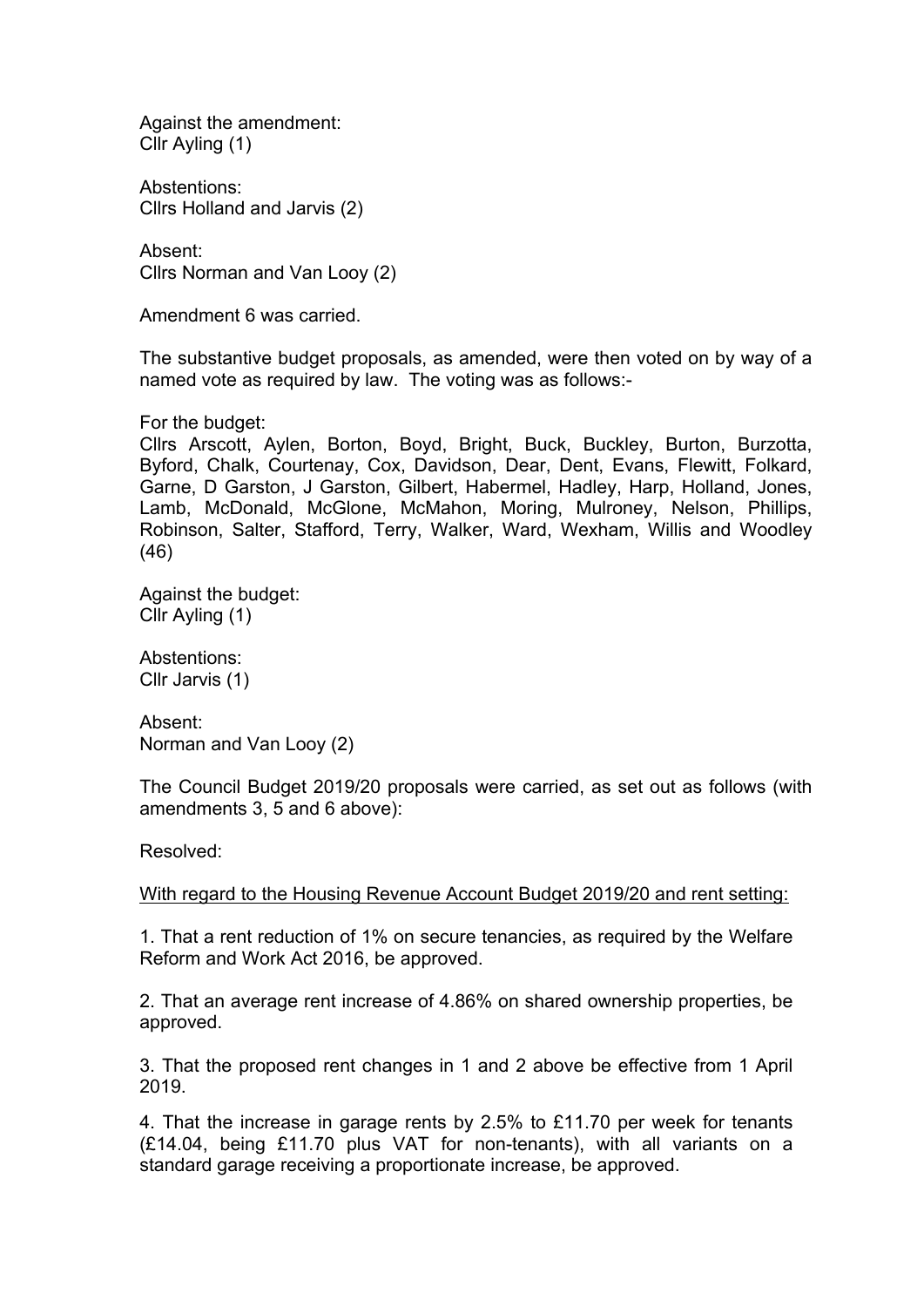Against the amendment:
Cllr Ayling (1)

Abstentions:
Cllrs Holland and Jarvis (2)

Absent:
Cllrs Norman and Van Looy (2)

Amendment 6 was carried.

The substantive budget proposals, as amended, were then voted on by way of a named vote as required by law. The voting was as follows:-

For the budget:
Cllrs Arscott, Aylen, Borton, Boyd, Bright, Buck, Buckley, Burton, Burzotta, Byford, Chalk, Courtenay, Cox, Davidson, Dear, Dent, Evans, Flewitt, Folkard, Garne, D Garston, J Garston, Gilbert, Habermel, Hadley, Harp, Holland, Jones, Lamb, McDonald, McGlone, McMahon, Moring, Mulroney, Nelson, Phillips, Robinson, Salter, Stafford, Terry, Walker, Ward, Wexham, Willis and Woodley (46)

Against the budget:
Cllr Ayling (1)

Abstentions:
Cllr Jarvis (1)

Absent:
Norman and Van Looy (2)

The Council Budget 2019/20 proposals were carried, as set out as follows (with amendments 3, 5 and 6 above):

Resolved:

<u>With regard to the Housing Revenue Account Budget 2019/20 and rent setting:</u>

1. That a rent reduction of 1% on secure tenancies, as required by the Welfare Reform and Work Act 2016, be approved.

2. That an average rent increase of 4.86% on shared ownership properties, be approved.

3. That the proposed rent changes in 1 and 2 above be effective from 1 April 2019.

4. That the increase in garage rents by 2.5% to £11.70 per week for tenants (£14.04, being £11.70 plus VAT for non-tenants), with all variants on a standard garage receiving a proportionate increase, be approved.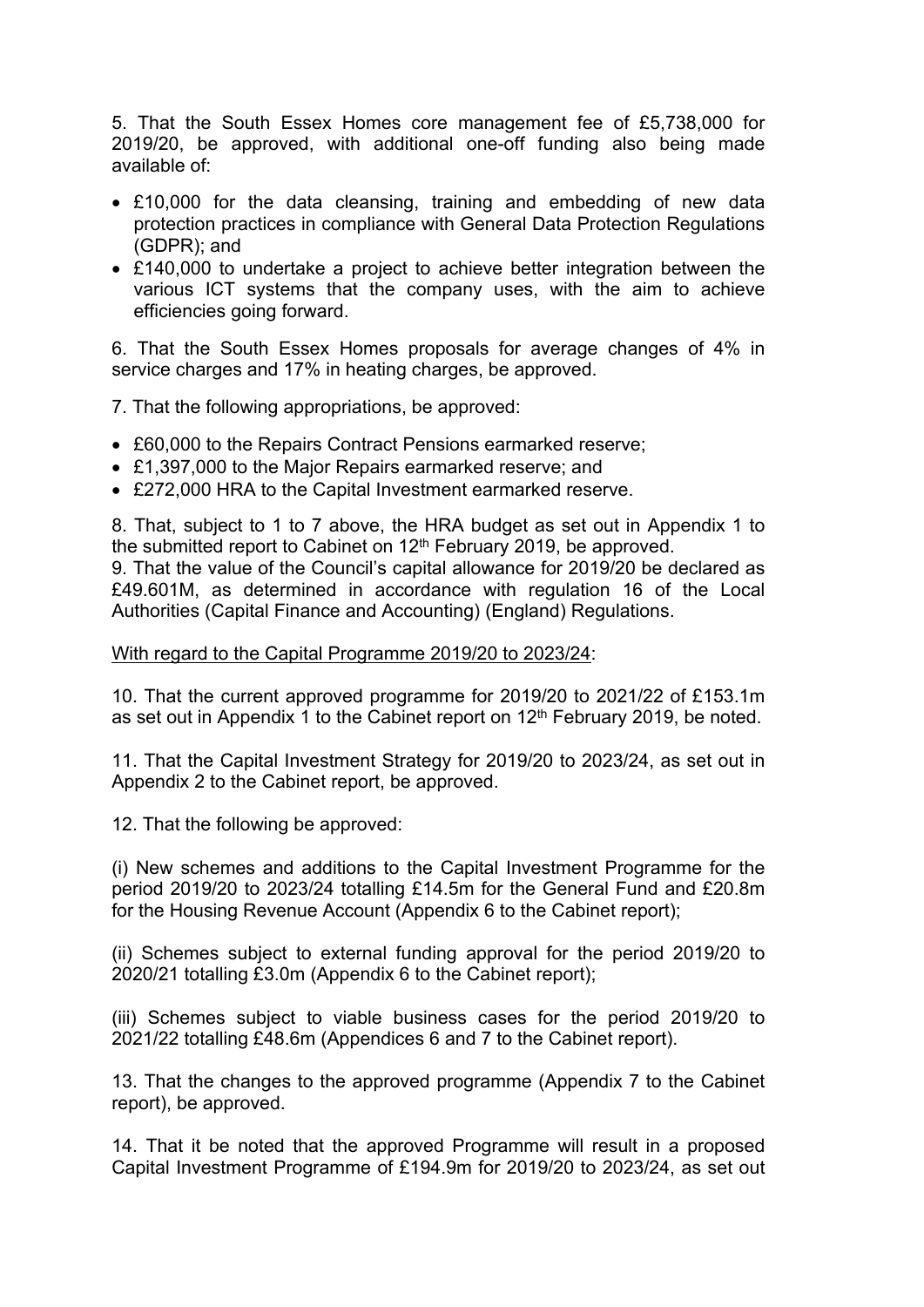5. That the South Essex Homes core management fee of £5,738,000 for 2019/20, be approved, with additional one-off funding also being made available of:

- £10,000 for the data cleansing, training and embedding of new data protection practices in compliance with General Data Protection Regulations (GDPR); and
- £140,000 to undertake a project to achieve better integration between the various ICT systems that the company uses, with the aim to achieve efficiencies going forward.

6. That the South Essex Homes proposals for average changes of 4% in service charges and 17% in heating charges, be approved.

7. That the following appropriations, be approved:

- £60,000 to the Repairs Contract Pensions earmarked reserve;
- £1,397,000 to the Major Repairs earmarked reserve; and
- £272,000 HRA to the Capital Investment earmarked reserve.

8. That, subject to 1 to 7 above, the HRA budget as set out in Appendix 1 to the submitted report to Cabinet on 12th February 2019, be approved.

9. That the value of the Council's capital allowance for 2019/20 be declared as £49.601M, as determined in accordance with regulation 16 of the Local Authorities (Capital Finance and Accounting) (England) Regulations.

<u>With regard to the Capital Programme 2019/20 to 2023/24</u>:

10. That the current approved programme for 2019/20 to 2021/22 of £153.1m as set out in Appendix 1 to the Cabinet report on 12th February 2019, be noted.

11. That the Capital Investment Strategy for 2019/20 to 2023/24, as set out in Appendix 2 to the Cabinet report, be approved.

12. That the following be approved:

(i) New schemes and additions to the Capital Investment Programme for the period 2019/20 to 2023/24 totalling £14.5m for the General Fund and £20.8m for the Housing Revenue Account (Appendix 6 to the Cabinet report);

(ii) Schemes subject to external funding approval for the period 2019/20 to 2020/21 totalling £3.0m (Appendix 6 to the Cabinet report);

(iii) Schemes subject to viable business cases for the period 2019/20 to 2021/22 totalling £48.6m (Appendices 6 and 7 to the Cabinet report).

13. That the changes to the approved programme (Appendix 7 to the Cabinet report), be approved.

14. That it be noted that the approved Programme will result in a proposed Capital Investment Programme of £194.9m for 2019/20 to 2023/24, as set out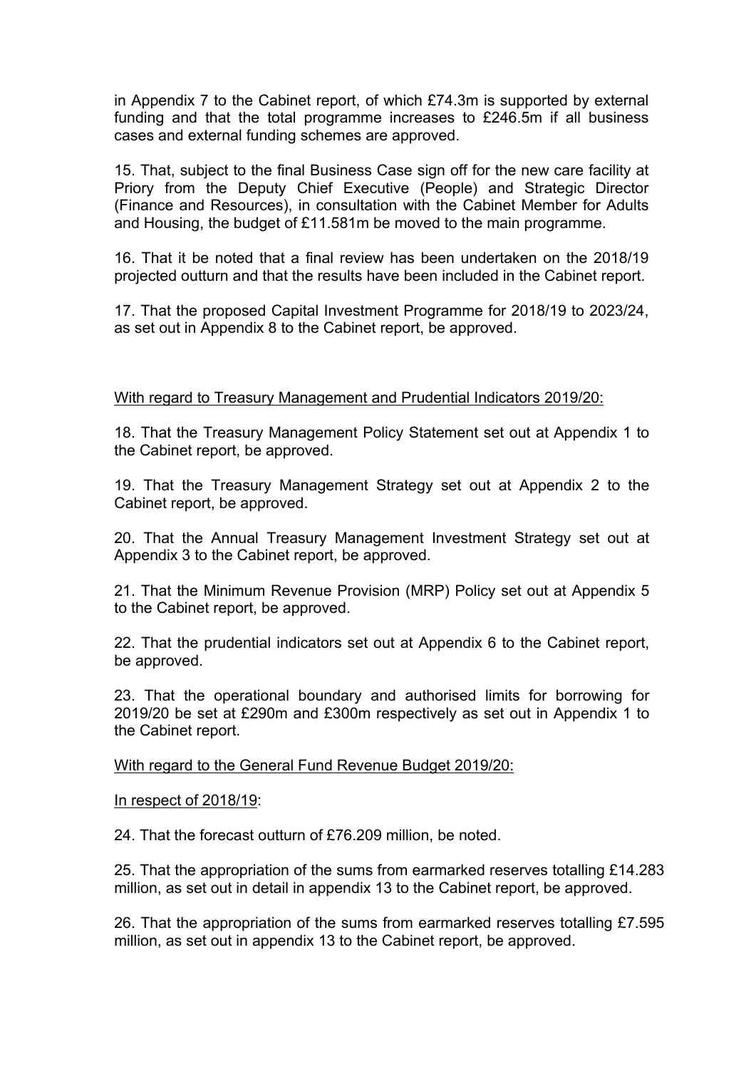in Appendix 7 to the Cabinet report, of which £74.3m is supported by external funding and that the total programme increases to £246.5m if all business cases and external funding schemes are approved.

15. That, subject to the final Business Case sign off for the new care facility at Priory from the Deputy Chief Executive (People) and Strategic Director (Finance and Resources), in consultation with the Cabinet Member for Adults and Housing, the budget of £11.581m be moved to the main programme.

16. That it be noted that a final review has been undertaken on the 2018/19 projected outturn and that the results have been included in the Cabinet report.

17. That the proposed Capital Investment Programme for 2018/19 to 2023/24, as set out in Appendix 8 to the Cabinet report, be approved.

<u>With regard to Treasury Management and Prudential Indicators 2019/20:</u>

18. That the Treasury Management Policy Statement set out at Appendix 1 to the Cabinet report, be approved.

19. That the Treasury Management Strategy set out at Appendix 2 to the Cabinet report, be approved.

20. That the Annual Treasury Management Investment Strategy set out at Appendix 3 to the Cabinet report, be approved.

21. That the Minimum Revenue Provision (MRP) Policy set out at Appendix 5 to the Cabinet report, be approved.

22. That the prudential indicators set out at Appendix 6 to the Cabinet report, be approved.

23. That the operational boundary and authorised limits for borrowing for 2019/20 be set at £290m and £300m respectively as set out in Appendix 1 to the Cabinet report.

<u>With regard to the General Fund Revenue Budget 2019/20:</u>

<u>In respect of 2018/19</u>:

24. That the forecast outturn of £76.209 million, be noted.

25. That the appropriation of the sums from earmarked reserves totalling £14.283 million, as set out in detail in appendix 13 to the Cabinet report, be approved.

26. That the appropriation of the sums from earmarked reserves totalling £7.595 million, as set out in appendix 13 to the Cabinet report, be approved.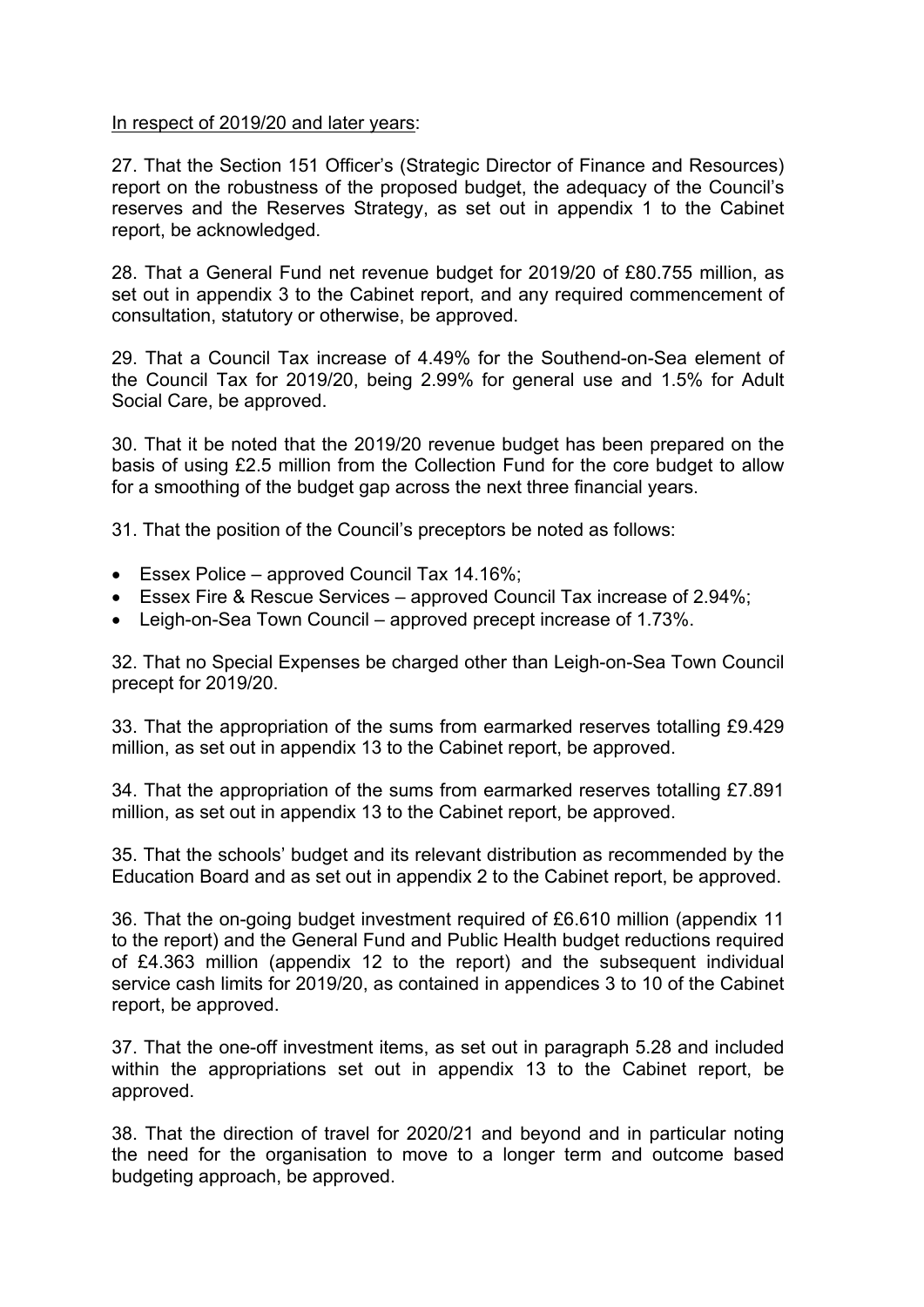In respect of 2019/20 and later years:

27. That the Section 151 Officer's (Strategic Director of Finance and Resources) report on the robustness of the proposed budget, the adequacy of the Council's reserves and the Reserves Strategy, as set out in appendix 1 to the Cabinet report, be acknowledged.

28. That a General Fund net revenue budget for 2019/20 of £80.755 million, as set out in appendix 3 to the Cabinet report, and any required commencement of consultation, statutory or otherwise, be approved.

29. That a Council Tax increase of 4.49% for the Southend-on-Sea element of the Council Tax for 2019/20, being 2.99% for general use and 1.5% for Adult Social Care, be approved.

30. That it be noted that the 2019/20 revenue budget has been prepared on the basis of using £2.5 million from the Collection Fund for the core budget to allow for a smoothing of the budget gap across the next three financial years.

31. That the position of the Council's preceptors be noted as follows:

- Essex Police – approved Council Tax 14.16%;
- Essex Fire & Rescue Services – approved Council Tax increase of 2.94%;
- Leigh-on-Sea Town Council – approved precept increase of 1.73%.

32. That no Special Expenses be charged other than Leigh-on-Sea Town Council precept for 2019/20.

33. That the appropriation of the sums from earmarked reserves totalling £9.429 million, as set out in appendix 13 to the Cabinet report, be approved.

34. That the appropriation of the sums from earmarked reserves totalling £7.891 million, as set out in appendix 13 to the Cabinet report, be approved.

35. That the schools' budget and its relevant distribution as recommended by the Education Board and as set out in appendix 2 to the Cabinet report, be approved.

36. That the on-going budget investment required of £6.610 million (appendix 11 to the report) and the General Fund and Public Health budget reductions required of £4.363 million (appendix 12 to the report) and the subsequent individual service cash limits for 2019/20, as contained in appendices 3 to 10 of the Cabinet report, be approved.

37. That the one-off investment items, as set out in paragraph 5.28 and included within the appropriations set out in appendix 13 to the Cabinet report, be approved.

38. That the direction of travel for 2020/21 and beyond and in particular noting the need for the organisation to move to a longer term and outcome based budgeting approach, be approved.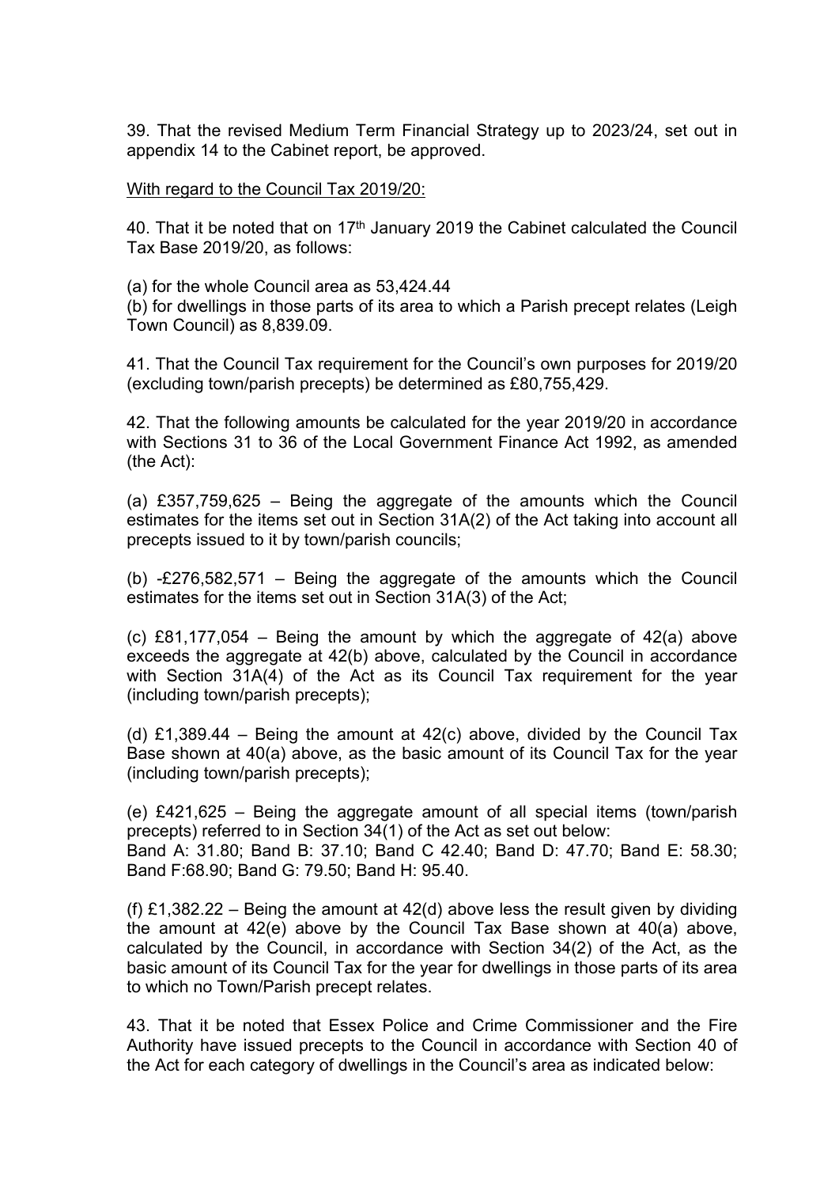39. That the revised Medium Term Financial Strategy up to 2023/24, set out in appendix 14 to the Cabinet report, be approved.

<u>With regard to the Council Tax 2019/20:</u>

40. That it be noted that on 17th January 2019 the Cabinet calculated the Council Tax Base 2019/20, as follows:

(a) for the whole Council area as 53,424.44
(b) for dwellings in those parts of its area to which a Parish precept relates (Leigh Town Council) as 8,839.09.

41. That the Council Tax requirement for the Council's own purposes for 2019/20 (excluding town/parish precepts) be determined as £80,755,429.

42. That the following amounts be calculated for the year 2019/20 in accordance with Sections 31 to 36 of the Local Government Finance Act 1992, as amended (the Act):

(a) £357,759,625 – Being the aggregate of the amounts which the Council estimates for the items set out in Section 31A(2) of the Act taking into account all precepts issued to it by town/parish councils;

(b) -£276,582,571 – Being the aggregate of the amounts which the Council estimates for the items set out in Section 31A(3) of the Act;

(c) £81,177,054 – Being the amount by which the aggregate of 42(a) above exceeds the aggregate at 42(b) above, calculated by the Council in accordance with Section 31A(4) of the Act as its Council Tax requirement for the year (including town/parish precepts);

(d) £1,389.44 – Being the amount at 42(c) above, divided by the Council Tax Base shown at 40(a) above, as the basic amount of its Council Tax for the year (including town/parish precepts);

(e) £421,625 – Being the aggregate amount of all special items (town/parish precepts) referred to in Section 34(1) of the Act as set out below:
Band A: 31.80; Band B: 37.10; Band C 42.40; Band D: 47.70; Band E: 58.30; Band F:68.90; Band G: 79.50; Band H: 95.40.

(f) £1,382.22 – Being the amount at 42(d) above less the result given by dividing the amount at 42(e) above by the Council Tax Base shown at 40(a) above, calculated by the Council, in accordance with Section 34(2) of the Act, as the basic amount of its Council Tax for the year for dwellings in those parts of its area to which no Town/Parish precept relates.

43. That it be noted that Essex Police and Crime Commissioner and the Fire Authority have issued precepts to the Council in accordance with Section 40 of the Act for each category of dwellings in the Council's area as indicated below: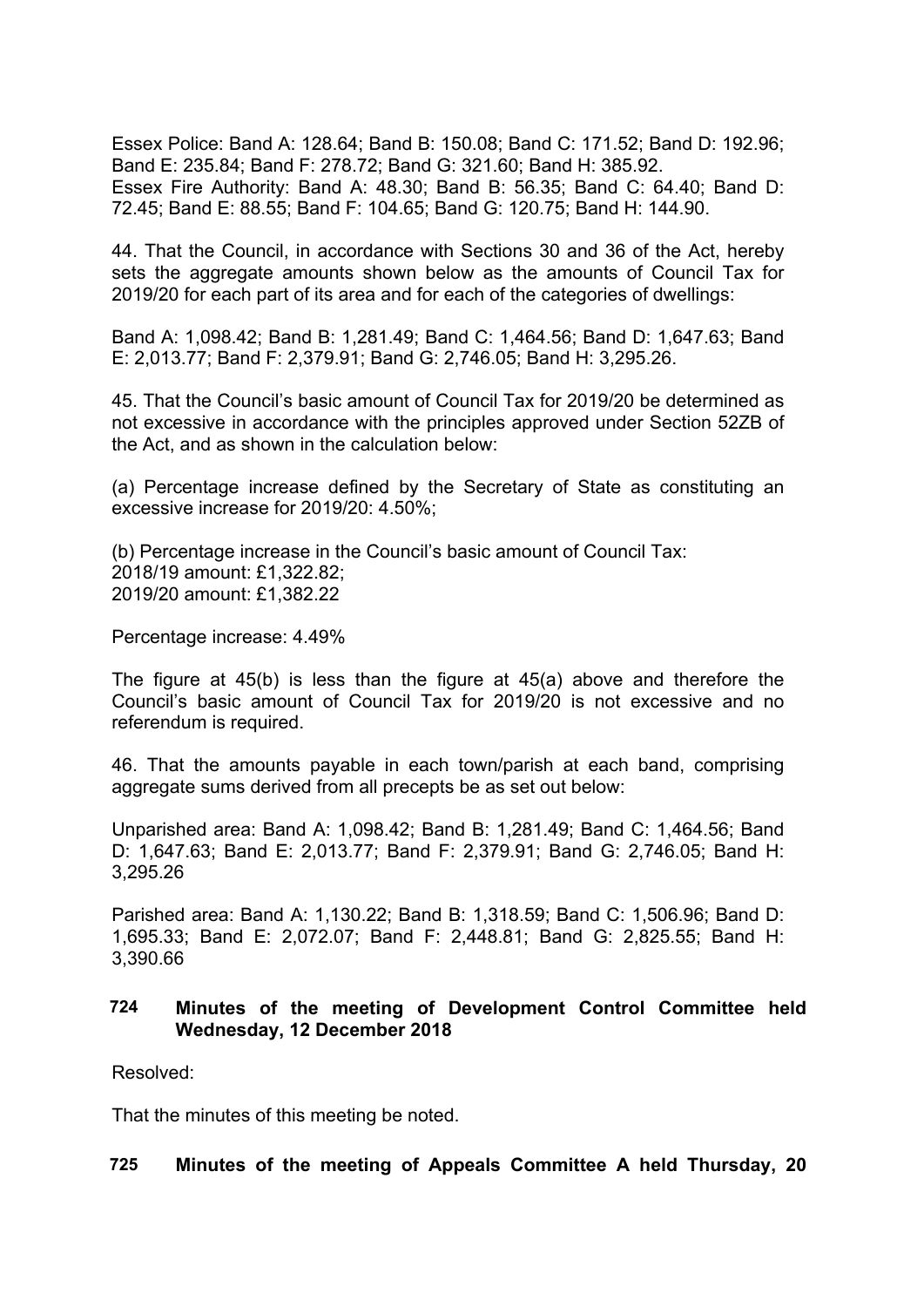Essex Police: Band A: 128.64; Band B: 150.08; Band C: 171.52; Band D: 192.96; Band E: 235.84; Band F: 278.72; Band G: 321.60; Band H: 385.92.
Essex Fire Authority: Band A: 48.30; Band B: 56.35; Band C: 64.40; Band D: 72.45; Band E: 88.55; Band F: 104.65; Band G: 120.75; Band H: 144.90.

44. That the Council, in accordance with Sections 30 and 36 of the Act, hereby sets the aggregate amounts shown below as the amounts of Council Tax for 2019/20 for each part of its area and for each of the categories of dwellings:

Band A: 1,098.42; Band B: 1,281.49; Band C: 1,464.56; Band D: 1,647.63; Band E: 2,013.77; Band F: 2,379.91; Band G: 2,746.05; Band H: 3,295.26.

45. That the Council's basic amount of Council Tax for 2019/20 be determined as not excessive in accordance with the principles approved under Section 52ZB of the Act, and as shown in the calculation below:

(a) Percentage increase defined by the Secretary of State as constituting an excessive increase for 2019/20: 4.50%;

(b) Percentage increase in the Council's basic amount of Council Tax:
2018/19 amount: £1,322.82;
2019/20 amount: £1,382.22

Percentage increase: 4.49%

The figure at 45(b) is less than the figure at 45(a) above and therefore the Council's basic amount of Council Tax for 2019/20 is not excessive and no referendum is required.

46. That the amounts payable in each town/parish at each band, comprising aggregate sums derived from all precepts be as set out below:

Unparished area: Band A: 1,098.42; Band B: 1,281.49; Band C: 1,464.56; Band D: 1,647.63; Band E: 2,013.77; Band F: 2,379.91; Band G: 2,746.05; Band H: 3,295.26

Parished area: Band A: 1,130.22; Band B: 1,318.59; Band C: 1,506.96; Band D: 1,695.33; Band E: 2,072.07; Band F: 2,448.81; Band G: 2,825.55; Band H: 3,390.66

## 724 Minutes of the meeting of Development Control Committee held Wednesday, 12 December 2018

Resolved:

That the minutes of this meeting be noted.

## 725 Minutes of the meeting of Appeals Committee A held Thursday, 20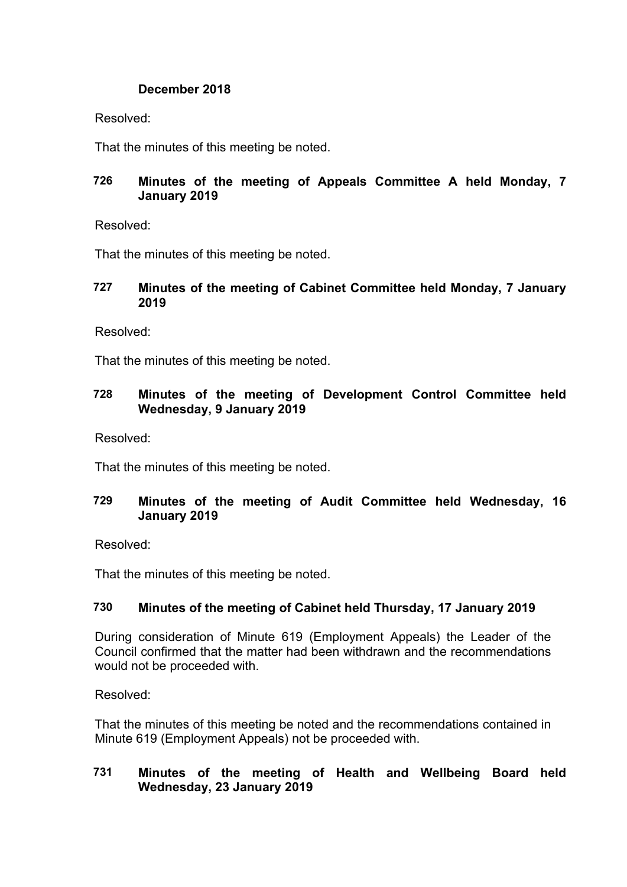**December 2018**

Resolved:

That the minutes of this meeting be noted.

### 726 Minutes of the meeting of Appeals Committee A held Monday, 7 January 2019

Resolved:

That the minutes of this meeting be noted.

### 727 Minutes of the meeting of Cabinet Committee held Monday, 7 January 2019

Resolved:

That the minutes of this meeting be noted.

### 728 Minutes of the meeting of Development Control Committee held Wednesday, 9 January 2019

Resolved:

That the minutes of this meeting be noted.

### 729 Minutes of the meeting of Audit Committee held Wednesday, 16 January 2019

Resolved:

That the minutes of this meeting be noted.

### 730 Minutes of the meeting of Cabinet held Thursday, 17 January 2019

During consideration of Minute 619 (Employment Appeals) the Leader of the Council confirmed that the matter had been withdrawn and the recommendations would not be proceeded with.

Resolved:

That the minutes of this meeting be noted and the recommendations contained in Minute 619 (Employment Appeals) not be proceeded with.

### 731 Minutes of the meeting of Health and Wellbeing Board held Wednesday, 23 January 2019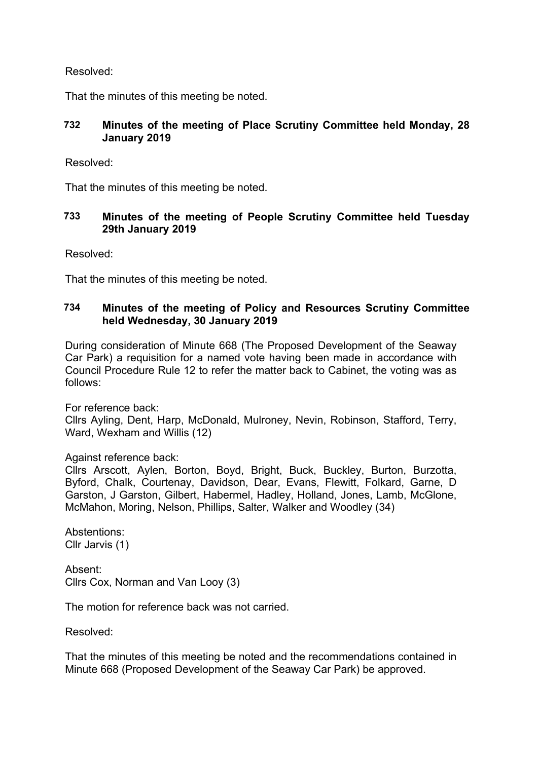Resolved:

That the minutes of this meeting be noted.

### 732 Minutes of the meeting of Place Scrutiny Committee held Monday, 28 January 2019

Resolved:

That the minutes of this meeting be noted.

### 733 Minutes of the meeting of People Scrutiny Committee held Tuesday 29th January 2019

Resolved:

That the minutes of this meeting be noted.

### 734 Minutes of the meeting of Policy and Resources Scrutiny Committee held Wednesday, 30 January 2019

During consideration of Minute 668 (The Proposed Development of the Seaway Car Park) a requisition for a named vote having been made in accordance with Council Procedure Rule 12 to refer the matter back to Cabinet, the voting was as follows:

For reference back:
Cllrs Ayling, Dent, Harp, McDonald, Mulroney, Nevin, Robinson, Stafford, Terry, Ward, Wexham and Willis (12)

Against reference back:
Cllrs Arscott, Aylen, Borton, Boyd, Bright, Buck, Buckley, Burton, Burzotta, Byford, Chalk, Courtenay, Davidson, Dear, Evans, Flewitt, Folkard, Garne, D Garston, J Garston, Gilbert, Habermel, Hadley, Holland, Jones, Lamb, McGlone, McMahon, Moring, Nelson, Phillips, Salter, Walker and Woodley (34)

Abstentions:
Cllr Jarvis (1)

Absent:
Cllrs Cox, Norman and Van Looy (3)

The motion for reference back was not carried.

Resolved:

That the minutes of this meeting be noted and the recommendations contained in Minute 668 (Proposed Development of the Seaway Car Park) be approved.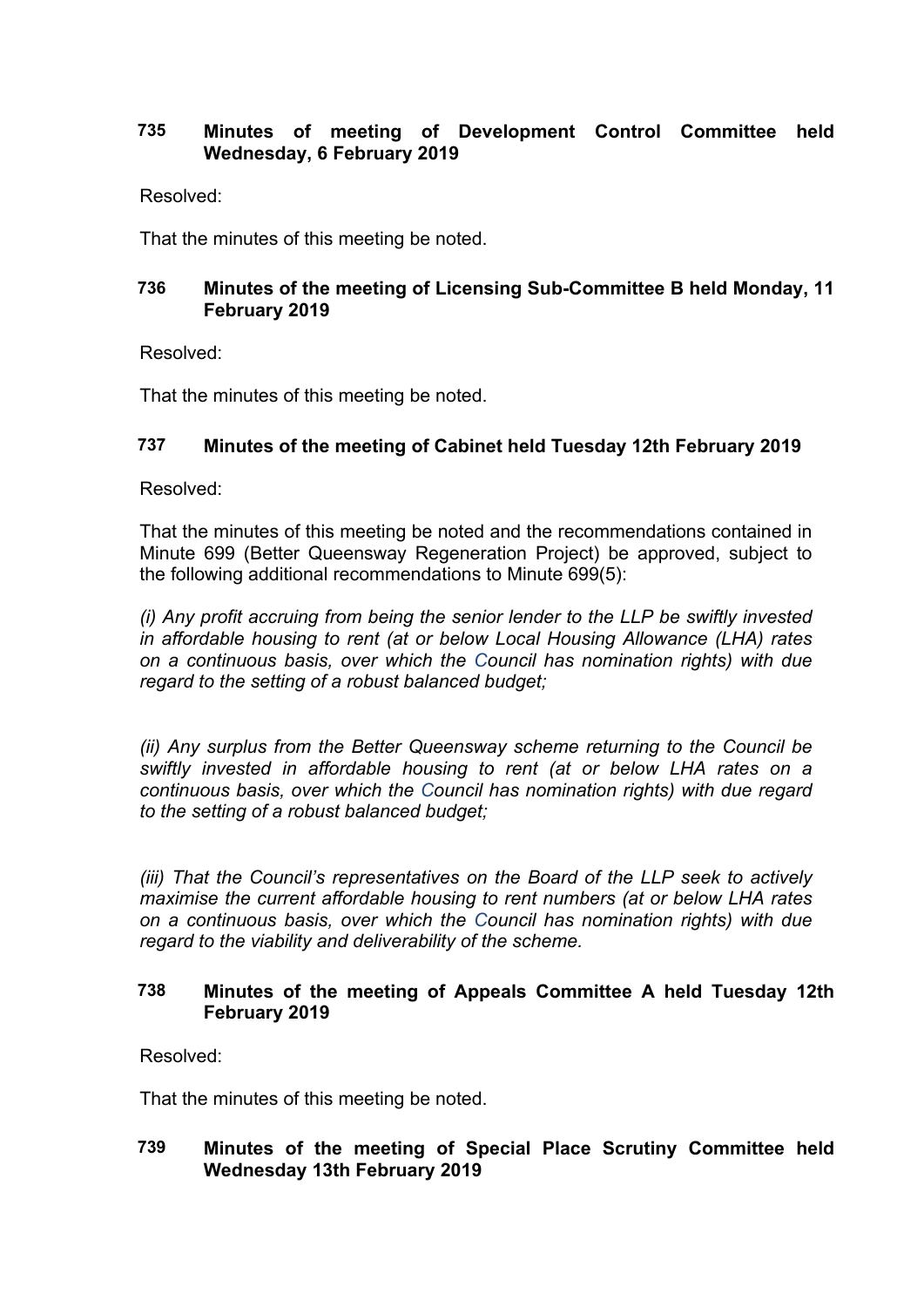### 735 Minutes of meeting of Development Control Committee held Wednesday, 6 February 2019

Resolved:

That the minutes of this meeting be noted.

### 736 Minutes of the meeting of Licensing Sub-Committee B held Monday, 11 February 2019

Resolved:

That the minutes of this meeting be noted.

### 737 Minutes of the meeting of Cabinet held Tuesday 12th February 2019

Resolved:

That the minutes of this meeting be noted and the recommendations contained in Minute 699 (Better Queensway Regeneration Project) be approved, subject to the following additional recommendations to Minute 699(5):

*(i) Any profit accruing from being the senior lender to the LLP be swiftly invested in affordable housing to rent (at or below Local Housing Allowance (LHA) rates on a continuous basis, over which the Council has nomination rights) with due regard to the setting of a robust balanced budget;*

*(ii) Any surplus from the Better Queensway scheme returning to the Council be swiftly invested in affordable housing to rent (at or below LHA rates on a continuous basis, over which the Council has nomination rights) with due regard to the setting of a robust balanced budget;*

*(iii) That the Council's representatives on the Board of the LLP seek to actively maximise the current affordable housing to rent numbers (at or below LHA rates on a continuous basis, over which the Council has nomination rights) with due regard to the viability and deliverability of the scheme.*

### 738 Minutes of the meeting of Appeals Committee A held Tuesday 12th February 2019

Resolved:

That the minutes of this meeting be noted.

### 739 Minutes of the meeting of Special Place Scrutiny Committee held Wednesday 13th February 2019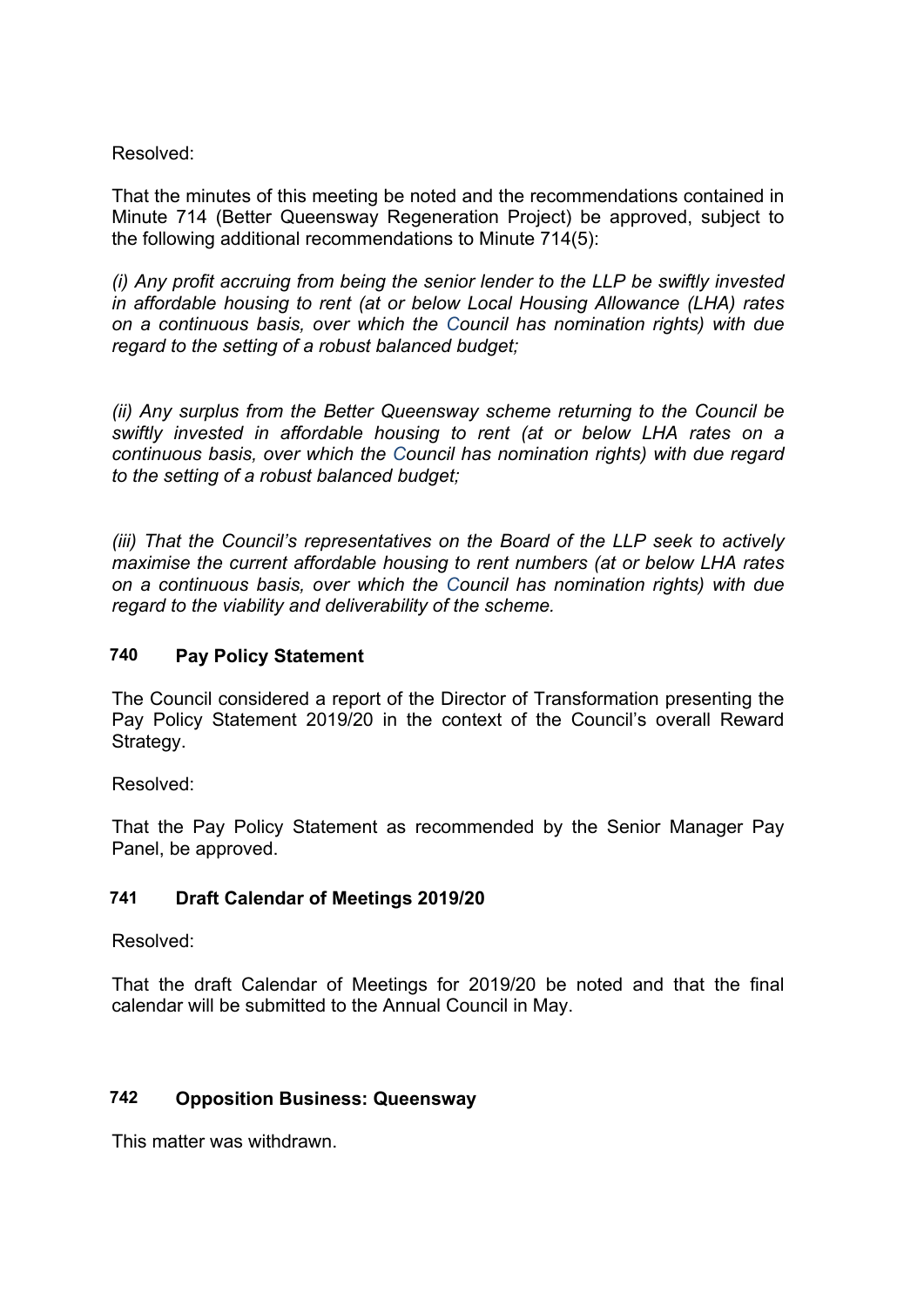Resolved:

That the minutes of this meeting be noted and the recommendations contained in Minute 714 (Better Queensway Regeneration Project) be approved, subject to the following additional recommendations to Minute 714(5):

*(i) Any profit accruing from being the senior lender to the LLP be swiftly invested in affordable housing to rent (at or below Local Housing Allowance (LHA) rates on a continuous basis, over which the Council has nomination rights) with due regard to the setting of a robust balanced budget;*

*(ii) Any surplus from the Better Queensway scheme returning to the Council be swiftly invested in affordable housing to rent (at or below LHA rates on a continuous basis, over which the Council has nomination rights) with due regard to the setting of a robust balanced budget;*

*(iii) That the Council's representatives on the Board of the LLP seek to actively maximise the current affordable housing to rent numbers (at or below LHA rates on a continuous basis, over which the Council has nomination rights) with due regard to the viability and deliverability of the scheme.*

## 740 Pay Policy Statement

The Council considered a report of the Director of Transformation presenting the Pay Policy Statement 2019/20 in the context of the Council's overall Reward Strategy.

Resolved:

That the Pay Policy Statement as recommended by the Senior Manager Pay Panel, be approved.

## 741 Draft Calendar of Meetings 2019/20

Resolved:

That the draft Calendar of Meetings for 2019/20 be noted and that the final calendar will be submitted to the Annual Council in May.

## 742 Opposition Business: Queensway

This matter was withdrawn.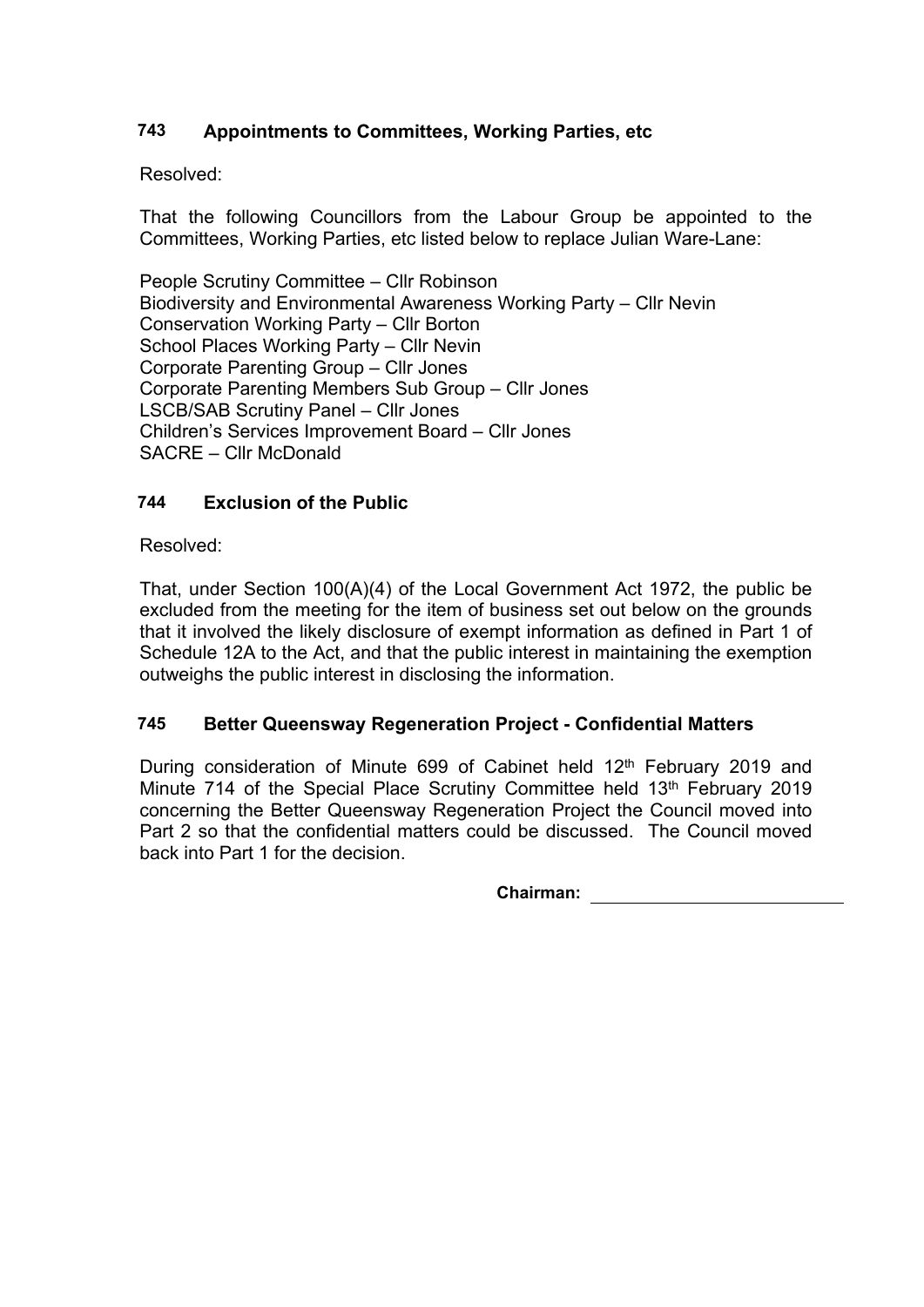## 743 Appointments to Committees, Working Parties, etc

Resolved:

That the following Councillors from the Labour Group be appointed to the Committees, Working Parties, etc listed below to replace Julian Ware-Lane:

People Scrutiny Committee – Cllr Robinson
Biodiversity and Environmental Awareness Working Party – Cllr Nevin
Conservation Working Party – Cllr Borton
School Places Working Party – Cllr Nevin
Corporate Parenting Group – Cllr Jones
Corporate Parenting Members Sub Group – Cllr Jones
LSCB/SAB Scrutiny Panel – Cllr Jones
Children's Services Improvement Board – Cllr Jones
SACRE – Cllr McDonald

## 744 Exclusion of the Public

Resolved:

That, under Section 100(A)(4) of the Local Government Act 1972, the public be excluded from the meeting for the item of business set out below on the grounds that it involved the likely disclosure of exempt information as defined in Part 1 of Schedule 12A to the Act, and that the public interest in maintaining the exemption outweighs the public interest in disclosing the information.

## 745 Better Queensway Regeneration Project - Confidential Matters

During consideration of Minute 699 of Cabinet held 12th February 2019 and Minute 714 of the Special Place Scrutiny Committee held 13th February 2019 concerning the Better Queensway Regeneration Project the Council moved into Part 2 so that the confidential matters could be discussed. The Council moved back into Part 1 for the decision.

**Chairman:** ______________________